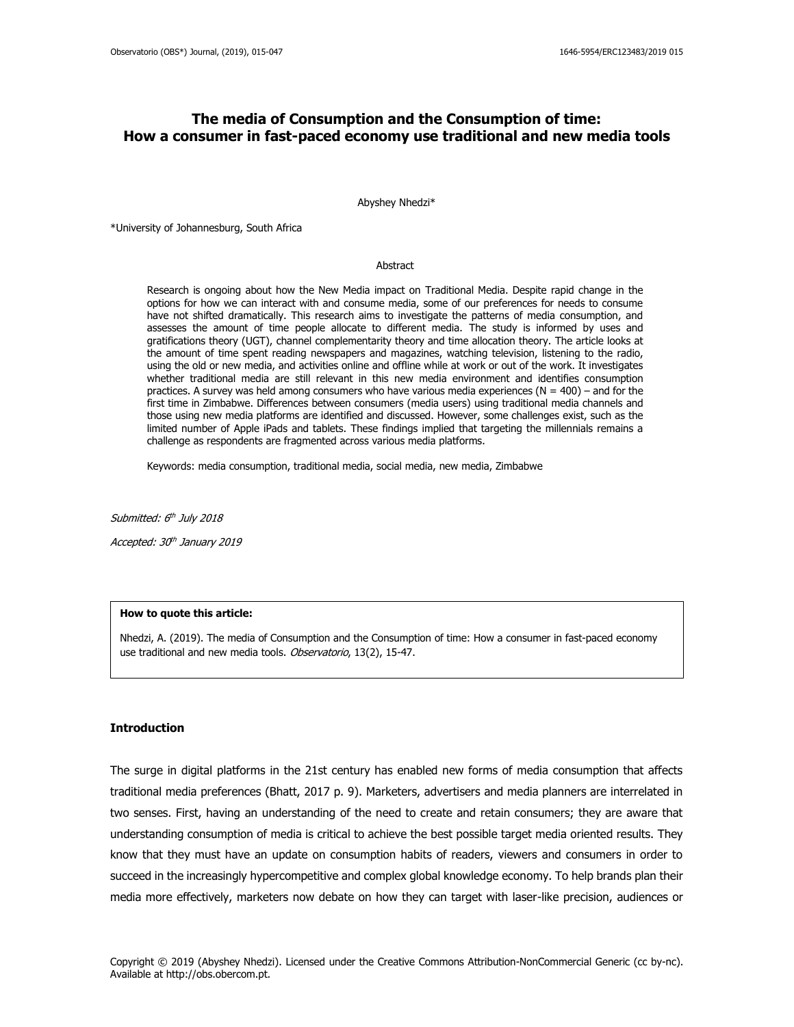# The media of Consumption and the Consumption of time: How a consumer in fast-paced economy use traditional and new media tools

Abyshey Nhedzi*

*University of Johannesburg, South Africa

## Abstract

Research is ongoing about how the New Media impact on Traditional Media. Despite rapid change in the options for how we can interact with and consume media, some of our preferences for needs to consume have not shifted dramatically. This research aims to investigate the patterns of media consumption, and assesses the amount of time people allocate to different media. The study is informed by uses and gratifications theory (UGT), channel complementarity theory and time allocation theory. The article looks at the amount of time spent reading newspapers and magazines, watching television, listening to the radio, using the old or new media, and activities online and offline while at work or out of the work. It investigates whether traditional media are still relevant in this new media environment and identifies consumption practices. A survey was held among consumers who have various media experiences (N = 400) – and for the first time in Zimbabwe. Differences between consumers (media users) using traditional media channels and those using new media platforms are identified and discussed. However, some challenges exist, such as the limited number of Apple iPads and tablets. These findings implied that targeting the millennials remains a challenge as respondents are fragmented across various media platforms.

Keywords: media consumption, traditional media, social media, new media, Zimbabwe

*Submitted: 6th July 2018*

*Accepted: 30th January 2019*

**How to quote this article:**

Nhedzi, A. (2019). The media of Consumption and the Consumption of time: How a consumer in fast-paced economy use traditional and new media tools. *Observatorio*, 13(2), 15-47.

## Introduction

The surge in digital platforms in the 21st century has enabled new forms of media consumption that affects traditional media preferences (Bhatt, 2017 p. 9). Marketers, advertisers and media planners are interrelated in two senses. First, having an understanding of the need to create and retain consumers; they are aware that understanding consumption of media is critical to achieve the best possible target media oriented results. They know that they must have an update on consumption habits of readers, viewers and consumers in order to succeed in the increasingly hypercompetitive and complex global knowledge economy. To help brands plan their media more effectively, marketers now debate on how they can target with laser-like precision, audiences or

Copyright © 2019 (Abyshey Nhedzi). Licensed under the Creative Commons Attribution-NonCommercial Generic (cc by-nc). Available at http://obs.obercom.pt.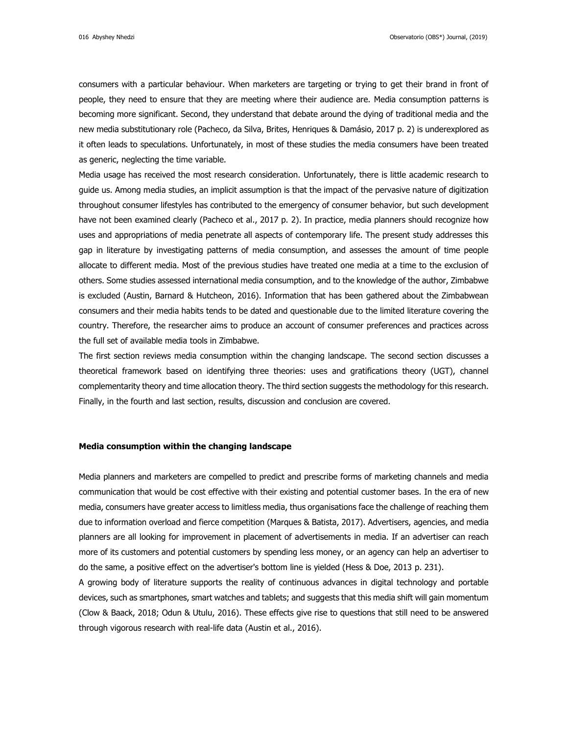consumers with a particular behaviour. When marketers are targeting or trying to get their brand in front of people, they need to ensure that they are meeting where their audience are. Media consumption patterns is becoming more significant. Second, they understand that debate around the dying of traditional media and the new media substitutionary role (Pacheco, da Silva, Brites, Henriques & Damásio, 2017 p. 2) is underexplored as it often leads to speculations. Unfortunately, in most of these studies the media consumers have been treated as generic, neglecting the time variable.

Media usage has received the most research consideration. Unfortunately, there is little academic research to guide us. Among media studies, an implicit assumption is that the impact of the pervasive nature of digitization throughout consumer lifestyles has contributed to the emergency of consumer behavior, but such development have not been examined clearly (Pacheco et al., 2017 p. 2). In practice, media planners should recognize how uses and appropriations of media penetrate all aspects of contemporary life. The present study addresses this gap in literature by investigating patterns of media consumption, and assesses the amount of time people allocate to different media. Most of the previous studies have treated one media at a time to the exclusion of others. Some studies assessed international media consumption, and to the knowledge of the author, Zimbabwe is excluded (Austin, Barnard & Hutcheon, 2016). Information that has been gathered about the Zimbabwean consumers and their media habits tends to be dated and questionable due to the limited literature covering the country. Therefore, the researcher aims to produce an account of consumer preferences and practices across the full set of available media tools in Zimbabwe.

The first section reviews media consumption within the changing landscape. The second section discusses a theoretical framework based on identifying three theories: uses and gratifications theory (UGT), channel complementarity theory and time allocation theory. The third section suggests the methodology for this research. Finally, in the fourth and last section, results, discussion and conclusion are covered.

## Media consumption within the changing landscape

Media planners and marketers are compelled to predict and prescribe forms of marketing channels and media communication that would be cost effective with their existing and potential customer bases. In the era of new media, consumers have greater access to limitless media, thus organisations face the challenge of reaching them due to information overload and fierce competition (Marques & Batista, 2017). Advertisers, agencies, and media planners are all looking for improvement in placement of advertisements in media. If an advertiser can reach more of its customers and potential customers by spending less money, or an agency can help an advertiser to do the same, a positive effect on the advertiser's bottom line is yielded (Hess & Doe, 2013 p. 231).

A growing body of literature supports the reality of continuous advances in digital technology and portable devices, such as smartphones, smart watches and tablets; and suggests that this media shift will gain momentum (Clow & Baack, 2018; Odun & Utulu, 2016). These effects give rise to questions that still need to be answered through vigorous research with real-life data (Austin et al., 2016).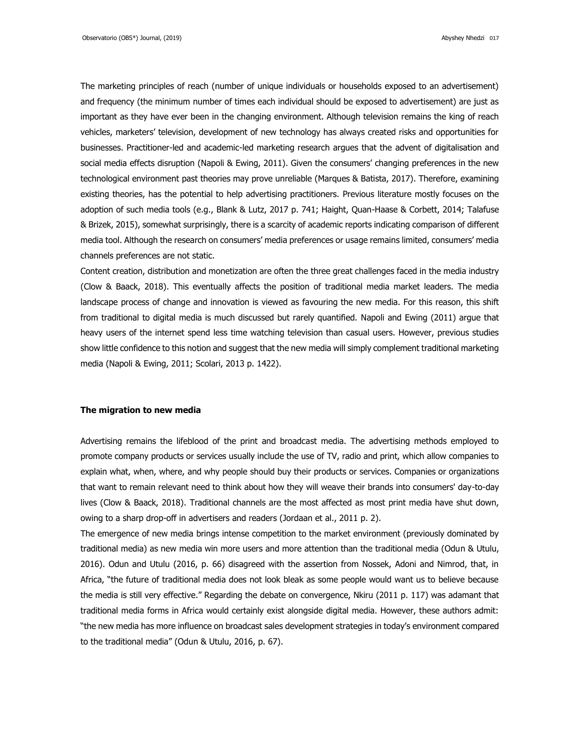The marketing principles of reach (number of unique individuals or households exposed to an advertisement) and frequency (the minimum number of times each individual should be exposed to advertisement) are just as important as they have ever been in the changing environment. Although television remains the king of reach vehicles, marketers' television, development of new technology has always created risks and opportunities for businesses. Practitioner-led and academic-led marketing research argues that the advent of digitalisation and social media effects disruption (Napoli & Ewing, 2011). Given the consumers' changing preferences in the new technological environment past theories may prove unreliable (Marques & Batista, 2017). Therefore, examining existing theories, has the potential to help advertising practitioners. Previous literature mostly focuses on the adoption of such media tools (e.g., Blank & Lutz, 2017 p. 741; Haight, Quan-Haase & Corbett, 2014; Talafuse & Brizek, 2015), somewhat surprisingly, there is a scarcity of academic reports indicating comparison of different media tool. Although the research on consumers' media preferences or usage remains limited, consumers' media channels preferences are not static.

Content creation, distribution and monetization are often the three great challenges faced in the media industry (Clow & Baack, 2018). This eventually affects the position of traditional media market leaders. The media landscape process of change and innovation is viewed as favouring the new media. For this reason, this shift from traditional to digital media is much discussed but rarely quantified. Napoli and Ewing (2011) argue that heavy users of the internet spend less time watching television than casual users. However, previous studies show little confidence to this notion and suggest that the new media will simply complement traditional marketing media (Napoli & Ewing, 2011; Scolari, 2013 p. 1422).

### The migration to new media

Advertising remains the lifeblood of the print and broadcast media. The advertising methods employed to promote company products or services usually include the use of TV, radio and print, which allow companies to explain what, when, where, and why people should buy their products or services. Companies or organizations that want to remain relevant need to think about how they will weave their brands into consumers' day-to-day lives (Clow & Baack, 2018). Traditional channels are the most affected as most print media have shut down, owing to a sharp drop-off in advertisers and readers (Jordaan et al., 2011 p. 2).

The emergence of new media brings intense competition to the market environment (previously dominated by traditional media) as new media win more users and more attention than the traditional media (Odun & Utulu, 2016). Odun and Utulu (2016, p. 66) disagreed with the assertion from Nossek, Adoni and Nimrod, that, in Africa, "the future of traditional media does not look bleak as some people would want us to believe because the media is still very effective." Regarding the debate on convergence, Nkiru (2011 p. 117) was adamant that traditional media forms in Africa would certainly exist alongside digital media. However, these authors admit: "the new media has more influence on broadcast sales development strategies in today's environment compared to the traditional media" (Odun & Utulu, 2016, p. 67).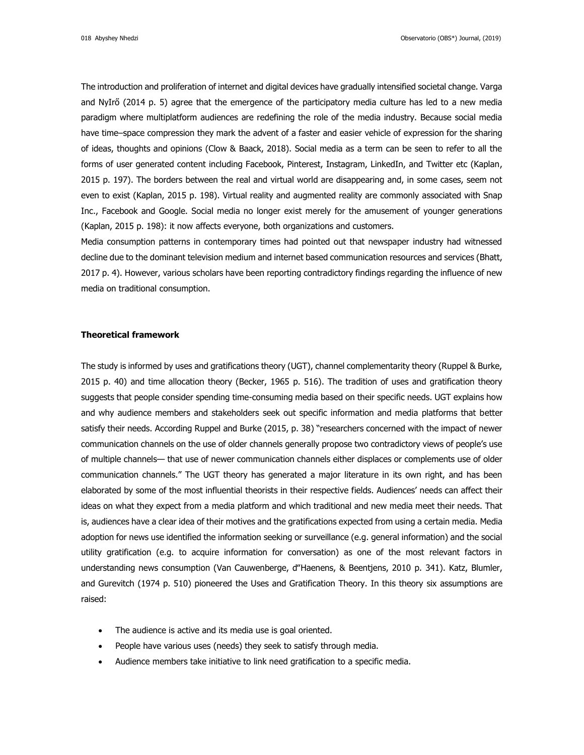The introduction and proliferation of internet and digital devices have gradually intensified societal change. Varga and NyIrő (2014 p. 5) agree that the emergence of the participatory media culture has led to a new media paradigm where multiplatform audiences are redefining the role of the media industry. Because social media have time–space compression they mark the advent of a faster and easier vehicle of expression for the sharing of ideas, thoughts and opinions (Clow & Baack, 2018). Social media as a term can be seen to refer to all the forms of user generated content including Facebook, Pinterest, Instagram, LinkedIn, and Twitter etc (Kaplan, 2015 p. 197). The borders between the real and virtual world are disappearing and, in some cases, seem not even to exist (Kaplan, 2015 p. 198). Virtual reality and augmented reality are commonly associated with Snap Inc., Facebook and Google. Social media no longer exist merely for the amusement of younger generations (Kaplan, 2015 p. 198): it now affects everyone, both organizations and customers.

Media consumption patterns in contemporary times had pointed out that newspaper industry had witnessed decline due to the dominant television medium and internet based communication resources and services (Bhatt, 2017 p. 4). However, various scholars have been reporting contradictory findings regarding the influence of new media on traditional consumption.

**Theoretical framework**

The study is informed by uses and gratifications theory (UGT), channel complementarity theory (Ruppel & Burke, 2015 p. 40) and time allocation theory (Becker, 1965 p. 516). The tradition of uses and gratification theory suggests that people consider spending time-consuming media based on their specific needs. UGT explains how and why audience members and stakeholders seek out specific information and media platforms that better satisfy their needs. According Ruppel and Burke (2015, p. 38) "researchers concerned with the impact of newer communication channels on the use of older channels generally propose two contradictory views of people's use of multiple channels— that use of newer communication channels either displaces or complements use of older communication channels." The UGT theory has generated a major literature in its own right, and has been elaborated by some of the most influential theorists in their respective fields. Audiences' needs can affect their ideas on what they expect from a media platform and which traditional and new media meet their needs. That is, audiences have a clear idea of their motives and the gratifications expected from using a certain media. Media adoption for news use identified the information seeking or surveillance (e.g. general information) and the social utility gratification (e.g. to acquire information for conversation) as one of the most relevant factors in understanding news consumption (Van Cauwenberge, d"Haenens, & Beentjens, 2010 p. 341). Katz, Blumler, and Gurevitch (1974 p. 510) pioneered the Uses and Gratification Theory. In this theory six assumptions are raised:

- The audience is active and its media use is goal oriented.
- People have various uses (needs) they seek to satisfy through media.
- Audience members take initiative to link need gratification to a specific media.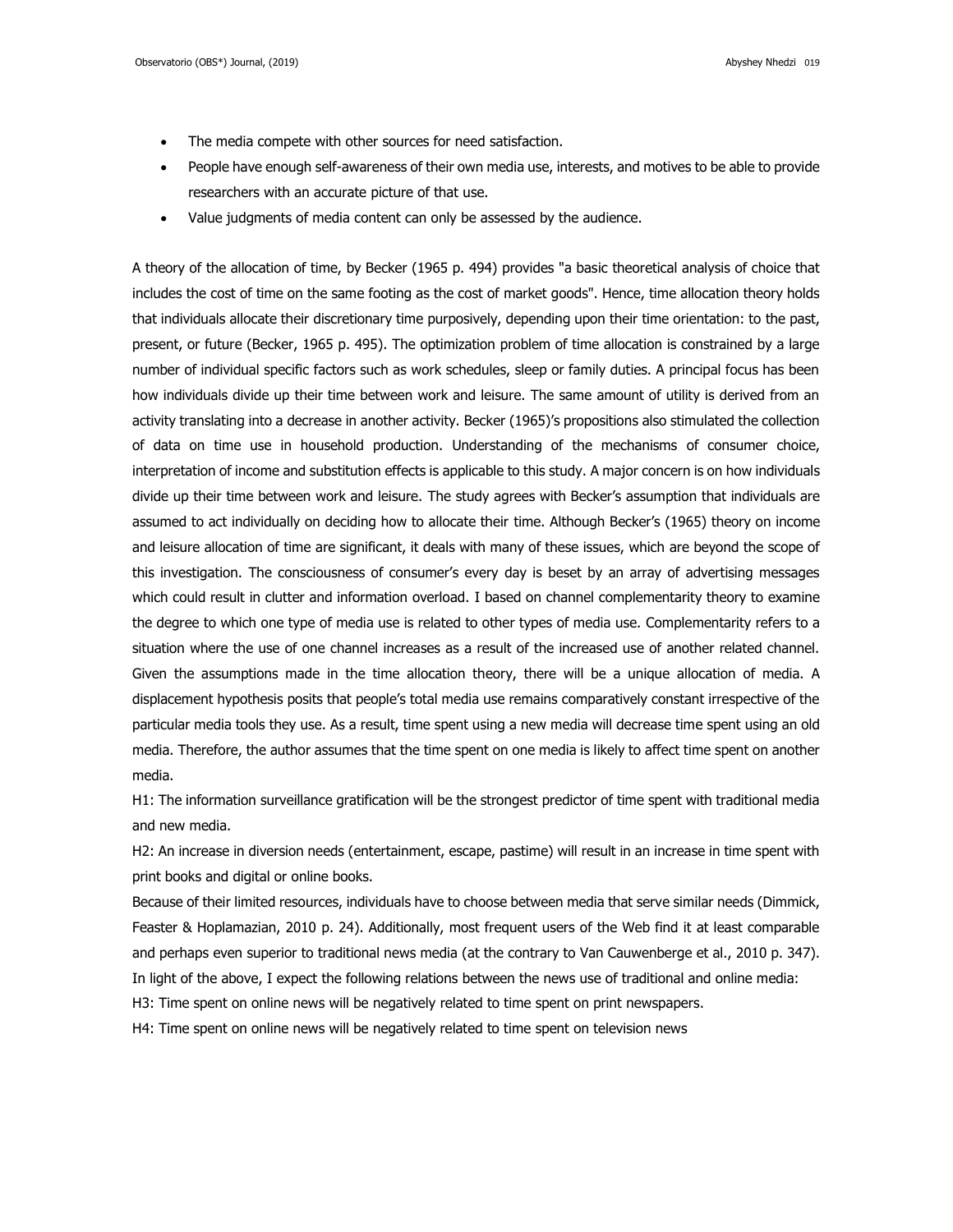- The media compete with other sources for need satisfaction.
- People have enough self-awareness of their own media use, interests, and motives to be able to provide researchers with an accurate picture of that use.
- Value judgments of media content can only be assessed by the audience.

A theory of the allocation of time, by Becker (1965 p. 494) provides "a basic theoretical analysis of choice that includes the cost of time on the same footing as the cost of market goods". Hence, time allocation theory holds that individuals allocate their discretionary time purposively, depending upon their time orientation: to the past, present, or future (Becker, 1965 p. 495). The optimization problem of time allocation is constrained by a large number of individual specific factors such as work schedules, sleep or family duties. A principal focus has been how individuals divide up their time between work and leisure. The same amount of utility is derived from an activity translating into a decrease in another activity. Becker (1965)'s propositions also stimulated the collection of data on time use in household production. Understanding of the mechanisms of consumer choice, interpretation of income and substitution effects is applicable to this study. A major concern is on how individuals divide up their time between work and leisure. The study agrees with Becker's assumption that individuals are assumed to act individually on deciding how to allocate their time. Although Becker's (1965) theory on income and leisure allocation of time are significant, it deals with many of these issues, which are beyond the scope of this investigation. The consciousness of consumer's every day is beset by an array of advertising messages which could result in clutter and information overload. I based on channel complementarity theory to examine the degree to which one type of media use is related to other types of media use. Complementarity refers to a situation where the use of one channel increases as a result of the increased use of another related channel. Given the assumptions made in the time allocation theory, there will be a unique allocation of media. A displacement hypothesis posits that people's total media use remains comparatively constant irrespective of the particular media tools they use. As a result, time spent using a new media will decrease time spent using an old media. Therefore, the author assumes that the time spent on one media is likely to affect time spent on another media.

H1: The information surveillance gratification will be the strongest predictor of time spent with traditional media and new media.

H2: An increase in diversion needs (entertainment, escape, pastime) will result in an increase in time spent with print books and digital or online books.

Because of their limited resources, individuals have to choose between media that serve similar needs (Dimmick, Feaster & Hoplamazian, 2010 p. 24). Additionally, most frequent users of the Web find it at least comparable and perhaps even superior to traditional news media (at the contrary to Van Cauwenberge et al., 2010 p. 347). In light of the above, I expect the following relations between the news use of traditional and online media:

H3: Time spent on online news will be negatively related to time spent on print newspapers.

H4: Time spent on online news will be negatively related to time spent on television news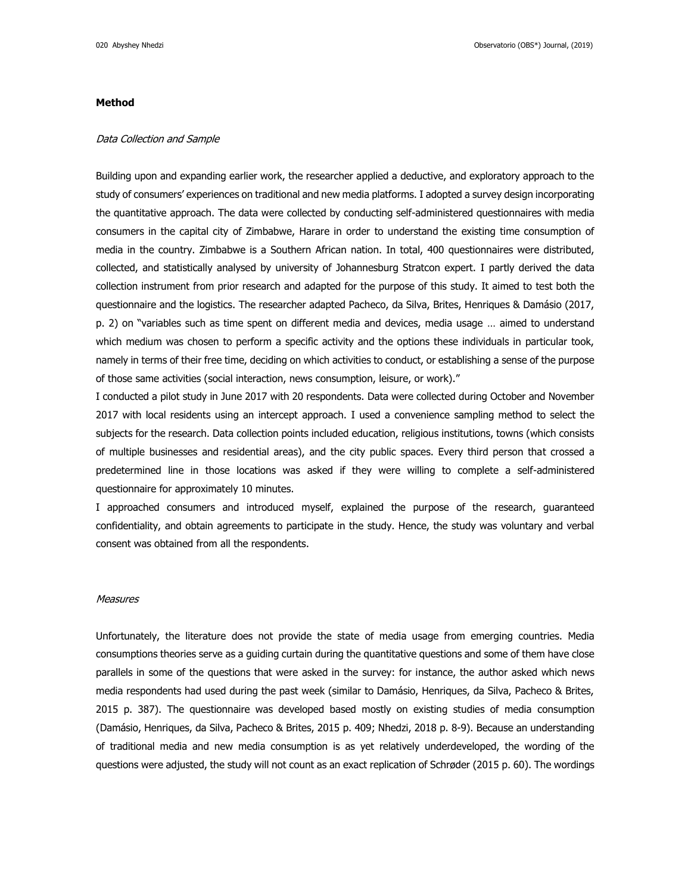**Method**

*Data Collection and Sample*

Building upon and expanding earlier work, the researcher applied a deductive, and exploratory approach to the study of consumers' experiences on traditional and new media platforms. I adopted a survey design incorporating the quantitative approach. The data were collected by conducting self-administered questionnaires with media consumers in the capital city of Zimbabwe, Harare in order to understand the existing time consumption of media in the country. Zimbabwe is a Southern African nation. In total, 400 questionnaires were distributed, collected, and statistically analysed by university of Johannesburg Stratcon expert. I partly derived the data collection instrument from prior research and adapted for the purpose of this study. It aimed to test both the questionnaire and the logistics. The researcher adapted Pacheco, da Silva, Brites, Henriques & Damásio (2017, p. 2) on "variables such as time spent on different media and devices, media usage … aimed to understand which medium was chosen to perform a specific activity and the options these individuals in particular took, namely in terms of their free time, deciding on which activities to conduct, or establishing a sense of the purpose of those same activities (social interaction, news consumption, leisure, or work)."

I conducted a pilot study in June 2017 with 20 respondents. Data were collected during October and November 2017 with local residents using an intercept approach. I used a convenience sampling method to select the subjects for the research. Data collection points included education, religious institutions, towns (which consists of multiple businesses and residential areas), and the city public spaces. Every third person that crossed a predetermined line in those locations was asked if they were willing to complete a self-administered questionnaire for approximately 10 minutes.

I approached consumers and introduced myself, explained the purpose of the research, guaranteed confidentiality, and obtain agreements to participate in the study. Hence, the study was voluntary and verbal consent was obtained from all the respondents.

*Measures*

Unfortunately, the literature does not provide the state of media usage from emerging countries. Media consumptions theories serve as a guiding curtain during the quantitative questions and some of them have close parallels in some of the questions that were asked in the survey: for instance, the author asked which news media respondents had used during the past week (similar to Damásio, Henriques, da Silva, Pacheco & Brites, 2015 p. 387). The questionnaire was developed based mostly on existing studies of media consumption (Damásio, Henriques, da Silva, Pacheco & Brites, 2015 p. 409; Nhedzi, 2018 p. 8-9). Because an understanding of traditional media and new media consumption is as yet relatively underdeveloped, the wording of the questions were adjusted, the study will not count as an exact replication of Schrøder (2015 p. 60). The wordings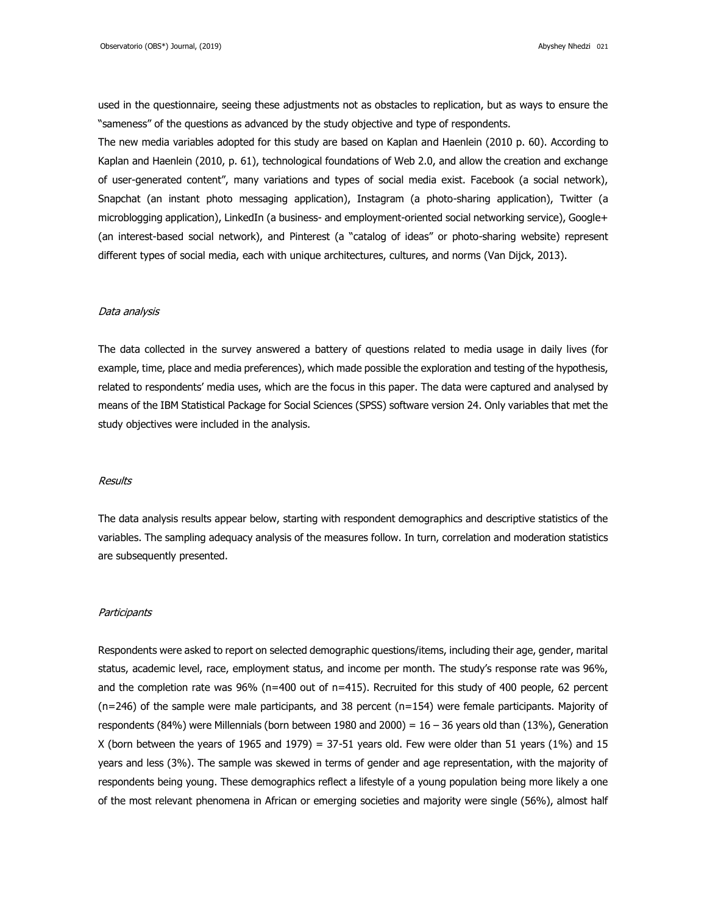used in the questionnaire, seeing these adjustments not as obstacles to replication, but as ways to ensure the "sameness" of the questions as advanced by the study objective and type of respondents.

The new media variables adopted for this study are based on Kaplan and Haenlein (2010 p. 60). According to Kaplan and Haenlein (2010, p. 61), technological foundations of Web 2.0, and allow the creation and exchange of user-generated content", many variations and types of social media exist. Facebook (a social network), Snapchat (an instant photo messaging application), Instagram (a photo-sharing application), Twitter (a microblogging application), LinkedIn (a business- and employment-oriented social networking service), Google+ (an interest-based social network), and Pinterest (a "catalog of ideas" or photo-sharing website) represent different types of social media, each with unique architectures, cultures, and norms (Van Dijck, 2013).

*Data analysis*

The data collected in the survey answered a battery of questions related to media usage in daily lives (for example, time, place and media preferences), which made possible the exploration and testing of the hypothesis, related to respondents' media uses, which are the focus in this paper. The data were captured and analysed by means of the IBM Statistical Package for Social Sciences (SPSS) software version 24. Only variables that met the study objectives were included in the analysis.

*Results*

The data analysis results appear below, starting with respondent demographics and descriptive statistics of the variables. The sampling adequacy analysis of the measures follow. In turn, correlation and moderation statistics are subsequently presented.

*Participants*

Respondents were asked to report on selected demographic questions/items, including their age, gender, marital status, academic level, race, employment status, and income per month. The study's response rate was 96%, and the completion rate was 96% (n=400 out of n=415). Recruited for this study of 400 people, 62 percent (n=246) of the sample were male participants, and 38 percent (n=154) were female participants. Majority of respondents (84%) were Millennials (born between 1980 and 2000) = 16 – 36 years old than (13%), Generation X (born between the years of 1965 and 1979) = 37-51 years old. Few were older than 51 years (1%) and 15 years and less (3%). The sample was skewed in terms of gender and age representation, with the majority of respondents being young. These demographics reflect a lifestyle of a young population being more likely a one of the most relevant phenomena in African or emerging societies and majority were single (56%), almost half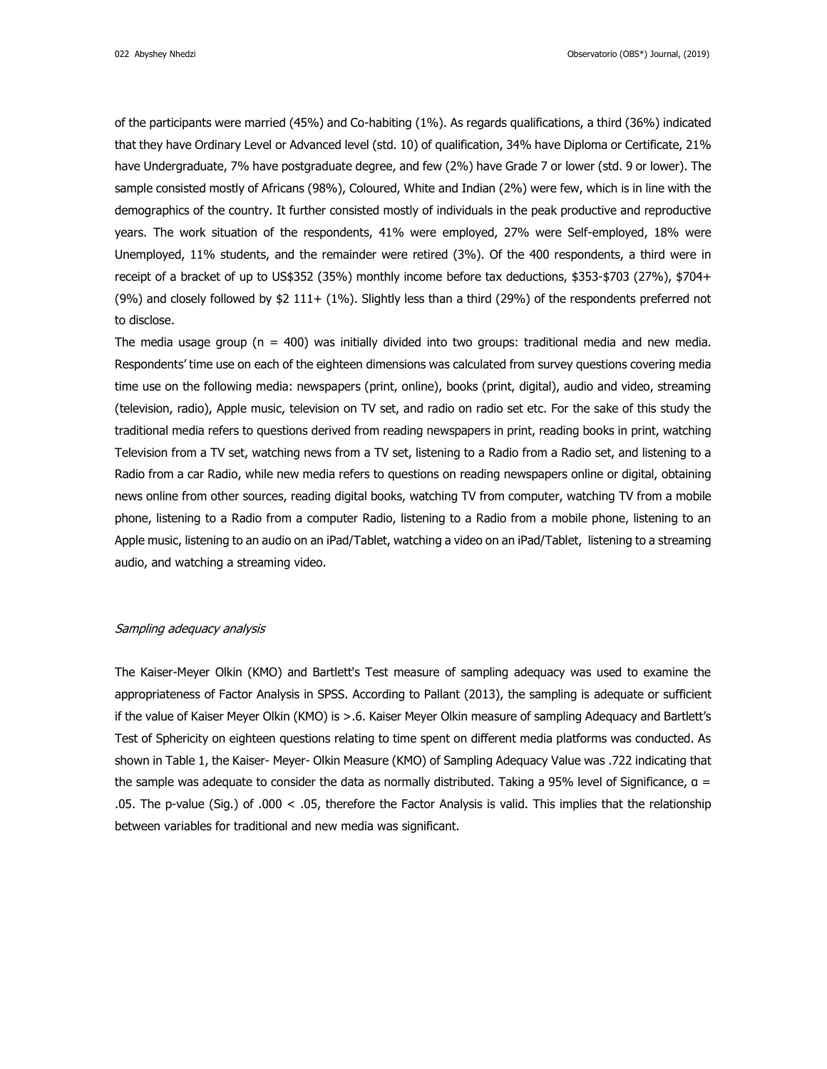of the participants were married (45%) and Co-habiting (1%). As regards qualifications, a third (36%) indicated that they have Ordinary Level or Advanced level (std. 10) of qualification, 34% have Diploma or Certificate, 21% have Undergraduate, 7% have postgraduate degree, and few (2%) have Grade 7 or lower (std. 9 or lower). The sample consisted mostly of Africans (98%), Coloured, White and Indian (2%) were few, which is in line with the demographics of the country. It further consisted mostly of individuals in the peak productive and reproductive years. The work situation of the respondents, 41% were employed, 27% were Self-employed, 18% were Unemployed, 11% students, and the remainder were retired (3%). Of the 400 respondents, a third were in receipt of a bracket of up to US$352 (35%) monthly income before tax deductions, $353-$703 (27%), $704+ (9%) and closely followed by $2 111+ (1%). Slightly less than a third (29%) of the respondents preferred not to disclose.

The media usage group ($n = 400$) was initially divided into two groups: traditional media and new media. Respondents' time use on each of the eighteen dimensions was calculated from survey questions covering media time use on the following media: newspapers (print, online), books (print, digital), audio and video, streaming (television, radio), Apple music, television on TV set, and radio on radio set etc. For the sake of this study the traditional media refers to questions derived from reading newspapers in print, reading books in print, watching Television from a TV set, watching news from a TV set, listening to a Radio from a Radio set, and listening to a Radio from a car Radio, while new media refers to questions on reading newspapers online or digital, obtaining news online from other sources, reading digital books, watching TV from computer, watching TV from a mobile phone, listening to a Radio from a computer Radio, listening to a Radio from a mobile phone, listening to an Apple music, listening to an audio on an iPad/Tablet, watching a video on an iPad/Tablet, listening to a streaming audio, and watching a streaming video.

*Sampling adequacy analysis*

The Kaiser-Meyer Olkin (KMO) and Bartlett's Test measure of sampling adequacy was used to examine the appropriateness of Factor Analysis in SPSS. According to Pallant (2013), the sampling is adequate or sufficient if the value of Kaiser Meyer Olkin (KMO) is >.6. Kaiser Meyer Olkin measure of sampling Adequacy and Bartlett's Test of Sphericity on eighteen questions relating to time spent on different media platforms was conducted. As shown in Table 1, the Kaiser- Meyer- Olkin Measure (KMO) of Sampling Adequacy Value was .722 indicating that the sample was adequate to consider the data as normally distributed. Taking a 95% level of Significance, $\alpha = .05$. The p-value (Sig.) of $.000 < .05$, therefore the Factor Analysis is valid. This implies that the relationship between variables for traditional and new media was significant.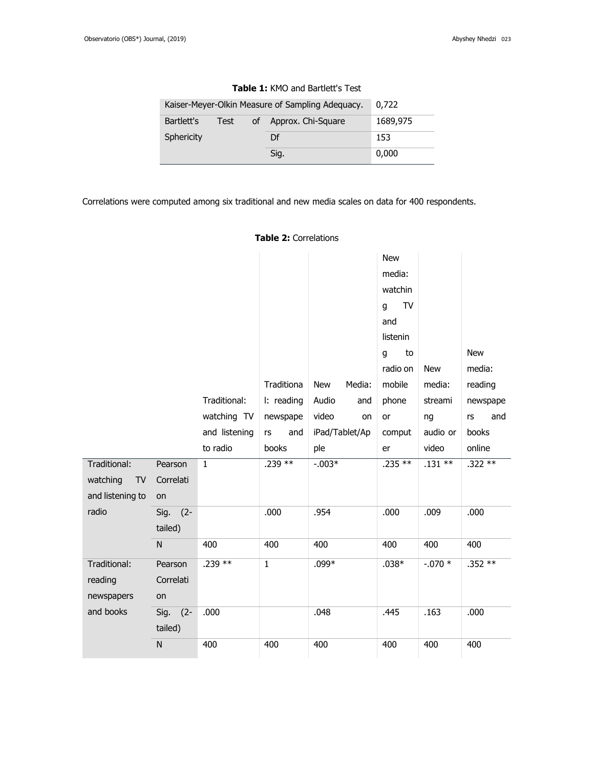**Table 1:** KMO and Bartlett's Test

| | | |
|---|---|---|
| Kaiser-Meyer-Olkin Measure of Sampling Adequacy. | | 0,722 |
| Bartlett's Test of Sphericity | Approx. Chi-Square | 1689,975 |
| | Df | 153 |
| | Sig. | 0,000 |

Correlations were computed among six traditional and new media scales on data for 400 respondents.

**Table 2:** Correlations

| | | Traditional: watching TV and listening to radio | Traditional: reading newspapers and books | New Media: Audio and video on iPad/Tablet/Apple | New media: watching TV and listening to radio on mobile phone or computer | New media: streaming audio or video | New media: reading newspapers and books online |
|---|---|---|---|---|---|---|---|
| Traditional: watching TV and listening to radio | Pearson Correlation | 1 | .239 ** | -.003* | .235 ** | .131 ** | .322 ** |
| | Sig. (2-tailed) | | .000 | .954 | .000 | .009 | .000 |
| | N | 400 | 400 | 400 | 400 | 400 | 400 |
| Traditional: reading newspapers and books | Pearson Correlation | .239 ** | 1 | .099* | .038* | -.070 * | .352 ** |
| | Sig. (2-tailed) | .000 | | .048 | .445 | .163 | .000 |
| | N | 400 | 400 | 400 | 400 | 400 | 400 |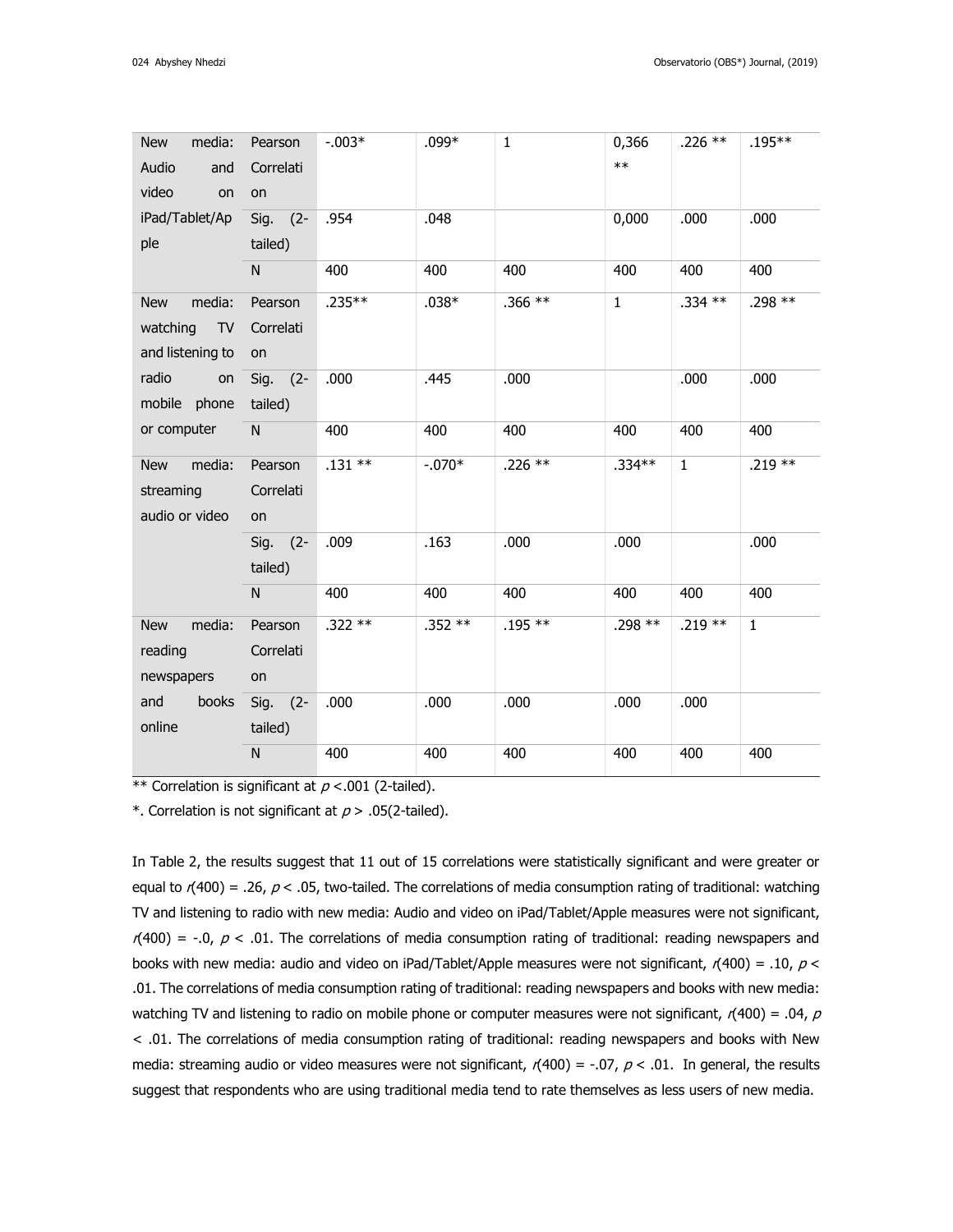| | | | | | | | |
|---|---|---|---|---|---|---|---|
| New media: Audio and video on iPad/Tablet/Apple | Pearson Correlation | -.003* | .099* | 1 | 0,366 ** | .226 ** | .195** |
| | Sig. (2-tailed) | .954 | .048 | | 0,000 | .000 | .000 |
| | N | 400 | 400 | 400 | 400 | 400 | 400 |
| New media: watching TV and listening to radio on mobile phone or computer | Pearson Correlation | .235** | .038* | .366 ** | 1 | .334 ** | .298 ** |
| | Sig. (2-tailed) | .000 | .445 | .000 | | .000 | .000 |
| | N | 400 | 400 | 400 | 400 | 400 | 400 |
| New media: streaming audio or video | Pearson Correlation | .131 ** | -.070* | .226 ** | .334** | 1 | .219 ** |
| | Sig. (2-tailed) | .009 | .163 | .000 | .000 | | .000 |
| | N | 400 | 400 | 400 | 400 | 400 | 400 |
| New media: reading newspapers and books online | Pearson Correlation | .322 ** | .352 ** | .195 ** | .298 ** | .219 ** | 1 |
| | Sig. (2-tailed) | .000 | .000 | .000 | .000 | .000 | |
| | N | 400 | 400 | 400 | 400 | 400 | 400 |

** Correlation is significant at $p < .001$ (2-tailed).

*. Correlation is not significant at $p > .05$(2-tailed).

In Table 2, the results suggest that 11 out of 15 correlations were statistically significant and were greater or equal to $r(400) = .26$, $p < .05$, two-tailed. The correlations of media consumption rating of traditional: watching TV and listening to radio with new media: Audio and video on iPad/Tablet/Apple measures were not significant, $r(400) = -.0$, $p < .01$. The correlations of media consumption rating of traditional: reading newspapers and books with new media: audio and video on iPad/Tablet/Apple measures were not significant, $r(400) = .10$, $p < .01$. The correlations of media consumption rating of traditional: reading newspapers and books with new media: watching TV and listening to radio on mobile phone or computer measures were not significant, $r(400) = .04$, $p < .01$. The correlations of media consumption rating of traditional: reading newspapers and books with New media: streaming audio or video measures were not significant, $r(400) = -.07$, $p < .01$. In general, the results suggest that respondents who are using traditional media tend to rate themselves as less users of new media.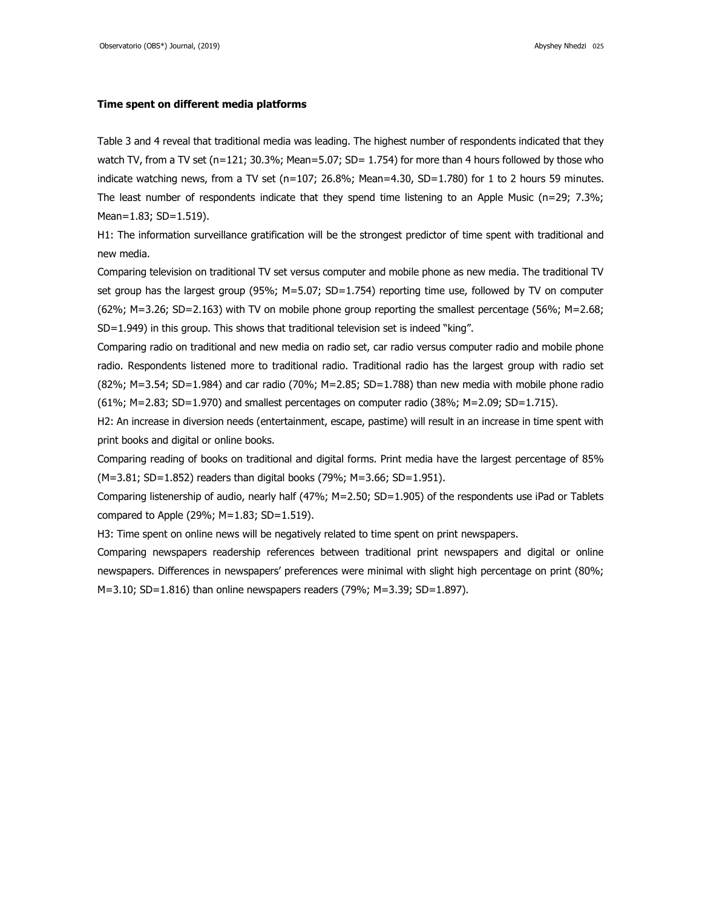### Time spent on different media platforms

Table 3 and 4 reveal that traditional media was leading. The highest number of respondents indicated that they watch TV, from a TV set (n=121; 30.3%; Mean=5.07; SD= 1.754) for more than 4 hours followed by those who indicate watching news, from a TV set (n=107; 26.8%; Mean=4.30, SD=1.780) for 1 to 2 hours 59 minutes. The least number of respondents indicate that they spend time listening to an Apple Music (n=29; 7.3%; Mean=1.83; SD=1.519).

H1: The information surveillance gratification will be the strongest predictor of time spent with traditional and new media.

Comparing television on traditional TV set versus computer and mobile phone as new media. The traditional TV set group has the largest group (95%; M=5.07; SD=1.754) reporting time use, followed by TV on computer (62%; M=3.26; SD=2.163) with TV on mobile phone group reporting the smallest percentage (56%; M=2.68; SD=1.949) in this group. This shows that traditional television set is indeed "king".

Comparing radio on traditional and new media on radio set, car radio versus computer radio and mobile phone radio. Respondents listened more to traditional radio. Traditional radio has the largest group with radio set (82%; M=3.54; SD=1.984) and car radio (70%; M=2.85; SD=1.788) than new media with mobile phone radio (61%; M=2.83; SD=1.970) and smallest percentages on computer radio (38%; M=2.09; SD=1.715).

H2: An increase in diversion needs (entertainment, escape, pastime) will result in an increase in time spent with print books and digital or online books.

Comparing reading of books on traditional and digital forms. Print media have the largest percentage of 85% (M=3.81; SD=1.852) readers than digital books (79%; M=3.66; SD=1.951).

Comparing listenership of audio, nearly half (47%; M=2.50; SD=1.905) of the respondents use iPad or Tablets compared to Apple (29%; M=1.83; SD=1.519).

H3: Time spent on online news will be negatively related to time spent on print newspapers.

Comparing newspapers readership references between traditional print newspapers and digital or online newspapers. Differences in newspapers' preferences were minimal with slight high percentage on print (80%; M=3.10; SD=1.816) than online newspapers readers (79%; M=3.39; SD=1.897).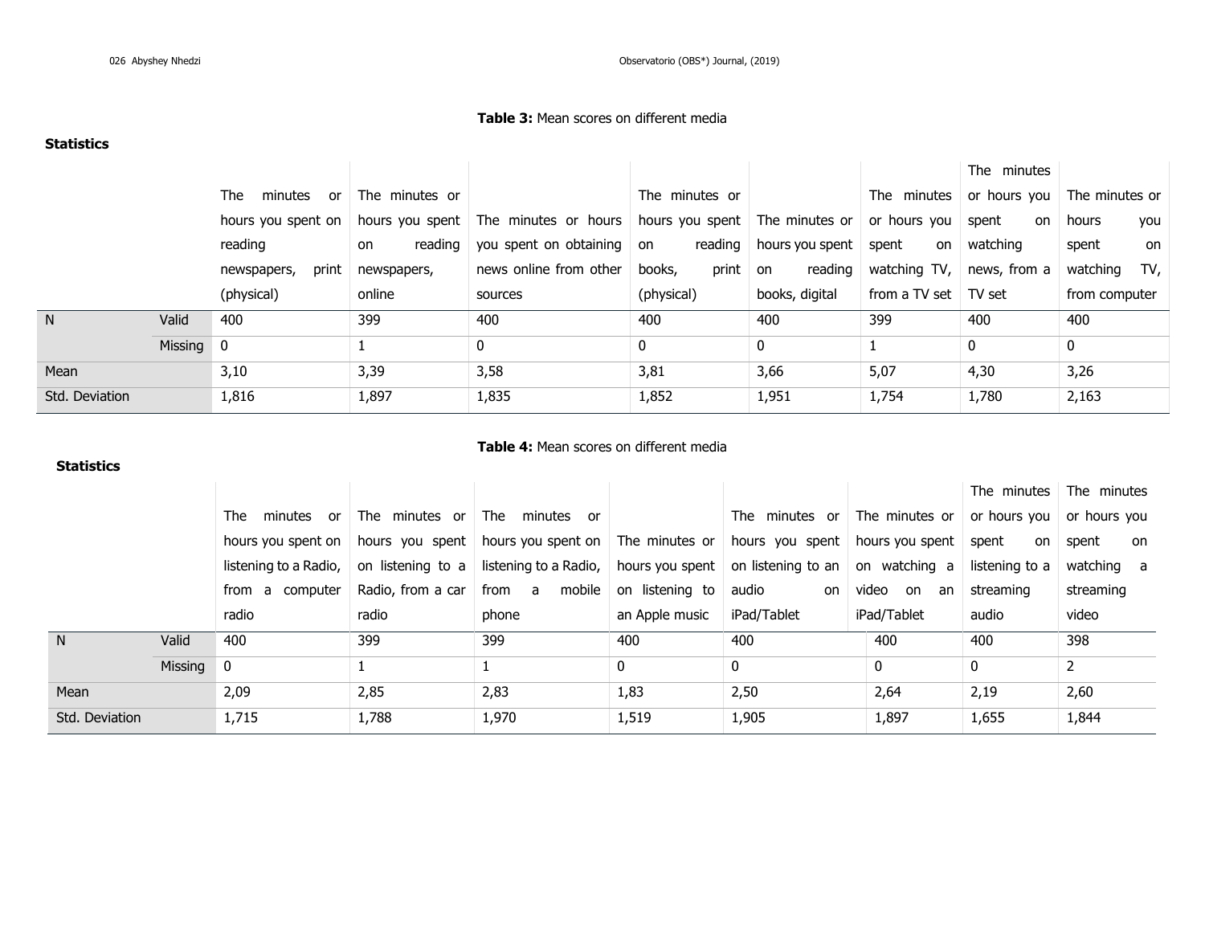**Table 3:** Mean scores on different media

**Statistics**

| | | The minutes or hours you spent on reading newspapers, print (physical) | The minutes or hours you spent on reading newspapers, online | The minutes or hours you spent on obtaining news online from other sources | The minutes or hours you spent on reading books, print (physical) | The minutes or hours you spent on reading books, digital | The minutes or hours you spent on watching TV, from a TV set | The minutes or hours you spent on watching news, from a TV set | The minutes or hours you spent on watching TV, from computer |
|---|---|---|---|---|---|---|---|---|---|
| N | Valid | 400 | 399 | 400 | 400 | 400 | 399 | 400 | 400 |
| | Missing | 0 | 1 | 0 | 0 | 0 | 1 | 0 | 0 |
| Mean | | 3,10 | 3,39 | 3,58 | 3,81 | 3,66 | 5,07 | 4,30 | 3,26 |
| Std. Deviation | | 1,816 | 1,897 | 1,835 | 1,852 | 1,951 | 1,754 | 1,780 | 2,163 |

**Table 4:** Mean scores on different media

**Statistics**

| | | The minutes or hours you spent on listening to a Radio, from a computer radio | The minutes or hours you spent on listening to a Radio, from a car radio | The minutes or hours you spent on listening to a Radio, from a mobile phone | The minutes or hours you spent on listening to an Apple music | The minutes or hours you spent on listening to an audio on iPad/Tablet | The minutes or hours you spent on watching a video on an iPad/Tablet | The minutes or hours you spent on listening to a streaming audio | The minutes or hours you spent on watching a streaming video |
|---|---|---|---|---|---|---|---|---|---|
| N | Valid | 400 | 399 | 399 | 400 | 400 | 400 | 400 | 398 |
| | Missing | 0 | 1 | 1 | 0 | 0 | 0 | 0 | 2 |
| Mean | | 2,09 | 2,85 | 2,83 | 1,83 | 2,50 | 2,64 | 2,19 | 2,60 |
| Std. Deviation | | 1,715 | 1,788 | 1,970 | 1,519 | 1,905 | 1,897 | 1,655 | 1,844 |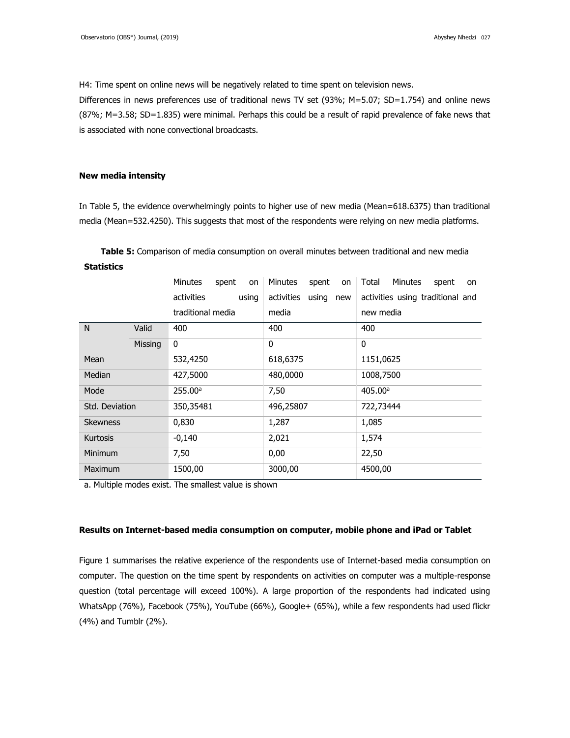H4: Time spent on online news will be negatively related to time spent on television news.

Differences in news preferences use of traditional news TV set (93%; M=5.07; SD=1.754) and online news (87%; M=3.58; SD=1.835) were minimal. Perhaps this could be a result of rapid prevalence of fake news that is associated with none convectional broadcasts.

### New media intensity

In Table 5, the evidence overwhelmingly points to higher use of new media (Mean=618.6375) than traditional media (Mean=532.4250). This suggests that most of the respondents were relying on new media platforms.

**Table 5:** Comparison of media consumption on overall minutes between traditional and new media

**Statistics**

| | | Minutes spent on activities using traditional media | Minutes spent on activities using new media | Total Minutes spent on activities using traditional and new media |
|---|---|---|---|---|
| N | Valid | 400 | 400 | 400 |
| | Missing | 0 | 0 | 0 |
| Mean | | 532,4250 | 618,6375 | 1151,0625 |
| Median | | 427,5000 | 480,0000 | 1008,7500 |
| Mode | | 255.00[a] | 7,50 | 405.00[a] |
| Std. Deviation | | 350,35481 | 496,25807 | 722,73444 |
| Skewness | | 0,830 | 1,287 | 1,085 |
| Kurtosis | | -0,140 | 2,021 | 1,574 |
| Minimum | | 7,50 | 0,00 | 22,50 |
| Maximum | | 1500,00 | 3000,00 | 4500,00 |

a. Multiple modes exist. The smallest value is shown

### Results on Internet-based media consumption on computer, mobile phone and iPad or Tablet

Figure 1 summarises the relative experience of the respondents use of Internet-based media consumption on computer. The question on the time spent by respondents on activities on computer was a multiple-response question (total percentage will exceed 100%). A large proportion of the respondents had indicated using WhatsApp (76%), Facebook (75%), YouTube (66%), Google+ (65%), while a few respondents had used flickr (4%) and Tumblr (2%).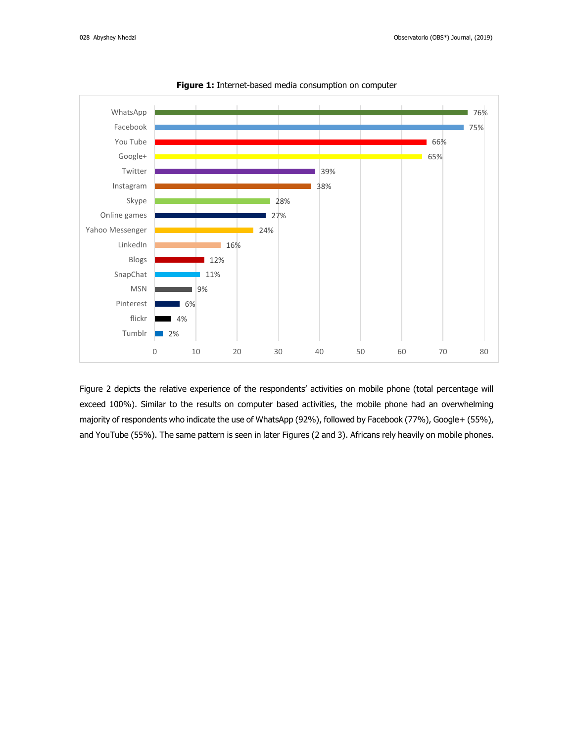**Figure 1:** Internet-based media consumption on computer

| Platform | Percentage |
| --- | --- |
| WhatsApp | 76% |
| Facebook | 75% |
| You Tube | 66% |
| Google+ | 65% |
| Twitter | 39% |
| Instagram | 38% |
| Skype | 28% |
| Online games | 27% |
| Yahoo Messenger | 24% |
| LinkedIn | 16% |
| Blogs | 12% |
| SnapChat | 11% |
| MSN | 9% |
| Pinterest | 6% |
| flickr | 4% |
| Tumblr | 2% |

Figure 2 depicts the relative experience of the respondents' activities on mobile phone (total percentage will exceed 100%). Similar to the results on computer based activities, the mobile phone had an overwhelming majority of respondents who indicate the use of WhatsApp (92%), followed by Facebook (77%), Google+ (55%), and YouTube (55%). The same pattern is seen in later Figures (2 and 3). Africans rely heavily on mobile phones.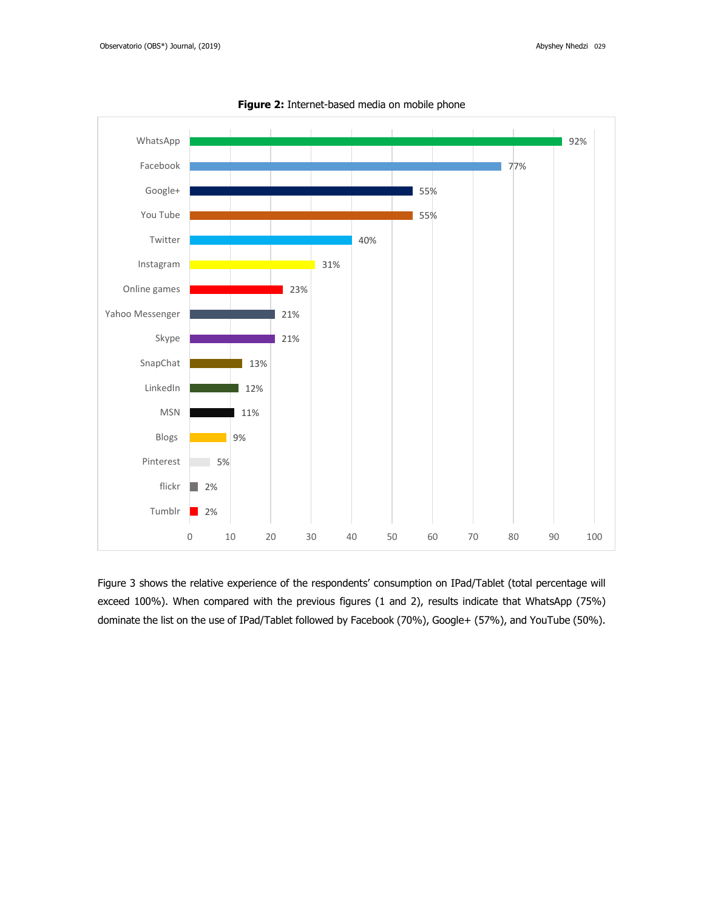**Figure 2:** Internet-based media on mobile phone

| Media | Percentage |
|---|---|
| WhatsApp | 92% |
| Facebook | 77% |
| Google+ | 55% |
| You Tube | 55% |
| Twitter | 40% |
| Instagram | 31% |
| Online games | 23% |
| Yahoo Messenger | 21% |
| Skype | 21% |
| SnapChat | 13% |
| LinkedIn | 12% |
| MSN | 11% |
| Blogs | 9% |
| Pinterest | 5% |
| flickr | 2% |
| Tumblr | 2% |

Figure 3 shows the relative experience of the respondents' consumption on IPad/Tablet (total percentage will exceed 100%). When compared with the previous figures (1 and 2), results indicate that WhatsApp (75%) dominate the list on the use of IPad/Tablet followed by Facebook (70%), Google+ (57%), and YouTube (50%).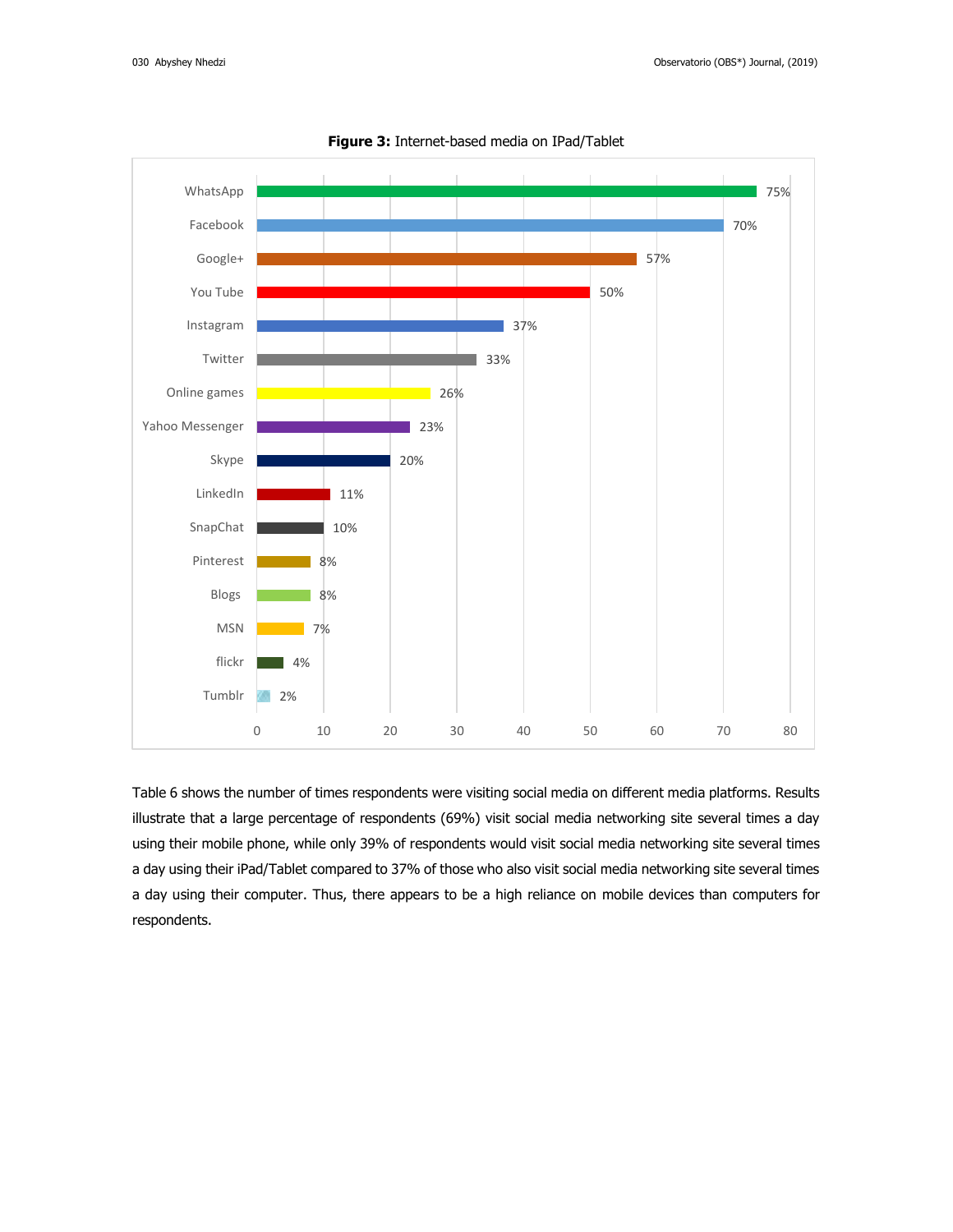**Figure 3:** Internet-based media on IPad/Tablet

| Platform | Percentage |
|---|---|
| WhatsApp | 75% |
| Facebook | 70% |
| Google+ | 57% |
| You Tube | 50% |
| Instagram | 37% |
| Twitter | 33% |
| Online games | 26% |
| Yahoo Messenger | 23% |
| Skype | 20% |
| LinkedIn | 11% |
| SnapChat | 10% |
| Pinterest | 8% |
| Blogs | 8% |
| MSN | 7% |
| flickr | 4% |
| Tumblr | 2% |

Table 6 shows the number of times respondents were visiting social media on different media platforms. Results illustrate that a large percentage of respondents (69%) visit social media networking site several times a day using their mobile phone, while only 39% of respondents would visit social media networking site several times a day using their iPad/Tablet compared to 37% of those who also visit social media networking site several times a day using their computer. Thus, there appears to be a high reliance on mobile devices than computers for respondents.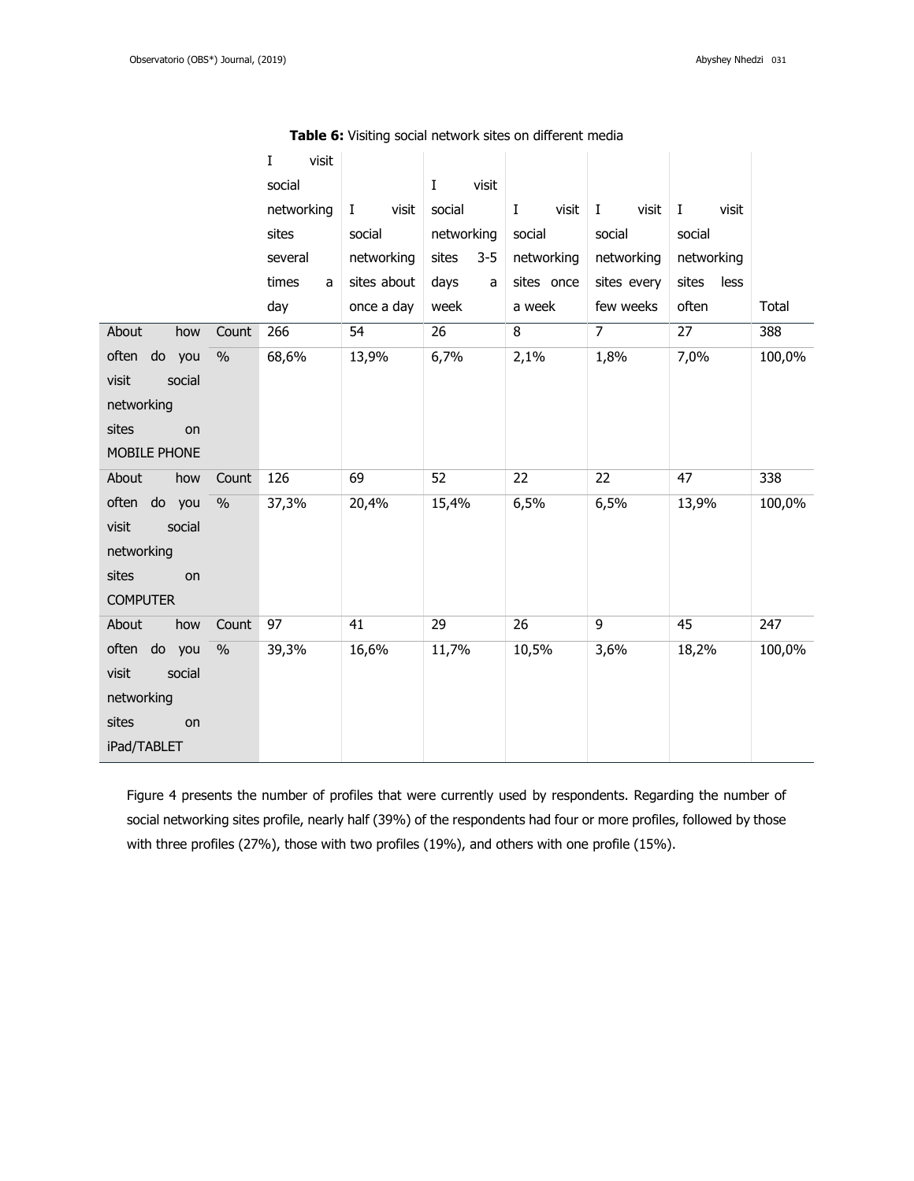**Table 6:** Visiting social network sites on different media

| | | I visit social networking sites several times a day | I visit social networking sites about once a day | I visit social networking sites 3-5 days a week | I visit social networking sites once a week | I visit social networking sites every few weeks | I visit social networking sites less often | Total |
|---|---|---|---|---|---|---|---|---|
| About how often do you visit social networking sites on MOBILE PHONE | Count | 266 | 54 | 26 | 8 | 7 | 27 | 388 |
| | % | 68,6% | 13,9% | 6,7% | 2,1% | 1,8% | 7,0% | 100,0% |
| About how often do you visit social networking sites on COMPUTER | Count | 126 | 69 | 52 | 22 | 22 | 47 | 338 |
| | % | 37,3% | 20,4% | 15,4% | 6,5% | 6,5% | 13,9% | 100,0% |
| About how often do you visit social networking sites on iPad/TABLET | Count | 97 | 41 | 29 | 26 | 9 | 45 | 247 |
| | % | 39,3% | 16,6% | 11,7% | 10,5% | 3,6% | 18,2% | 100,0% |

Figure 4 presents the number of profiles that were currently used by respondents. Regarding the number of social networking sites profile, nearly half (39%) of the respondents had four or more profiles, followed by those with three profiles (27%), those with two profiles (19%), and others with one profile (15%).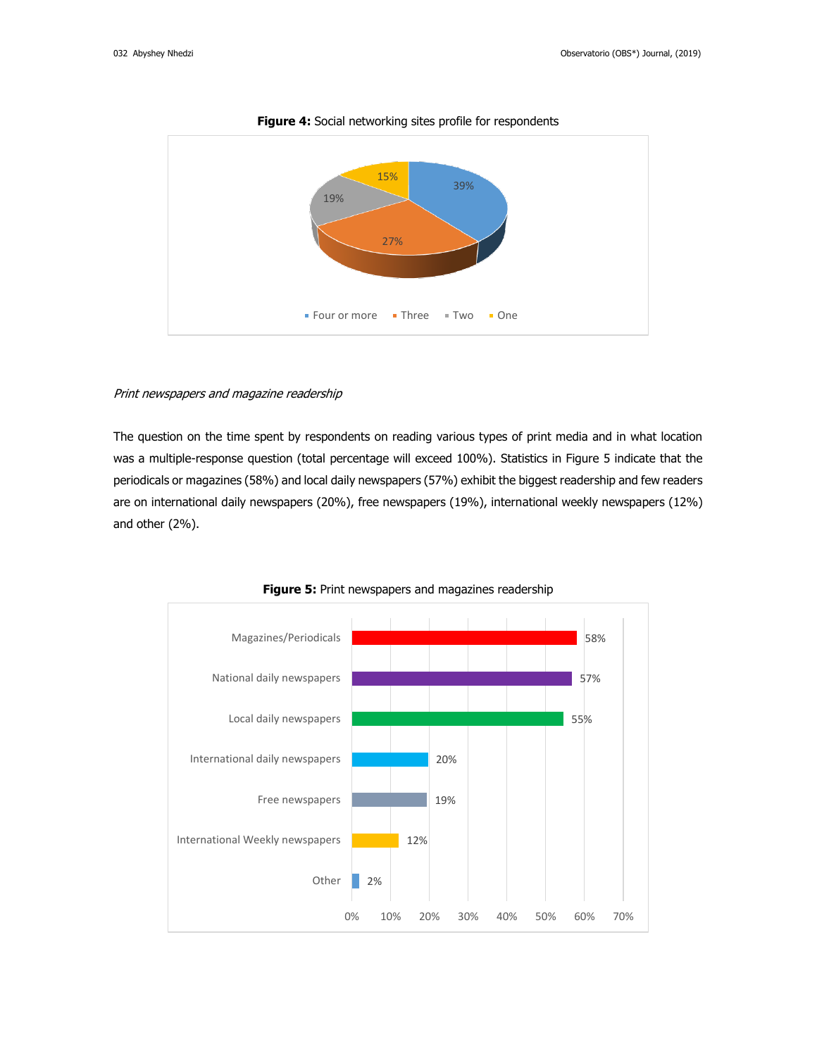**Figure 4:** Social networking sites profile for respondents

*Print newspapers and magazine readership*

The question on the time spent by respondents on reading various types of print media and in what location was a multiple-response question (total percentage will exceed 100%). Statistics in Figure 5 indicate that the periodicals or magazines (58%) and local daily newspapers (57%) exhibit the biggest readership and few readers are on international daily newspapers (20%), free newspapers (19%), international weekly newspapers (12%) and other (2%).

**Figure 5:** Print newspapers and magazines readership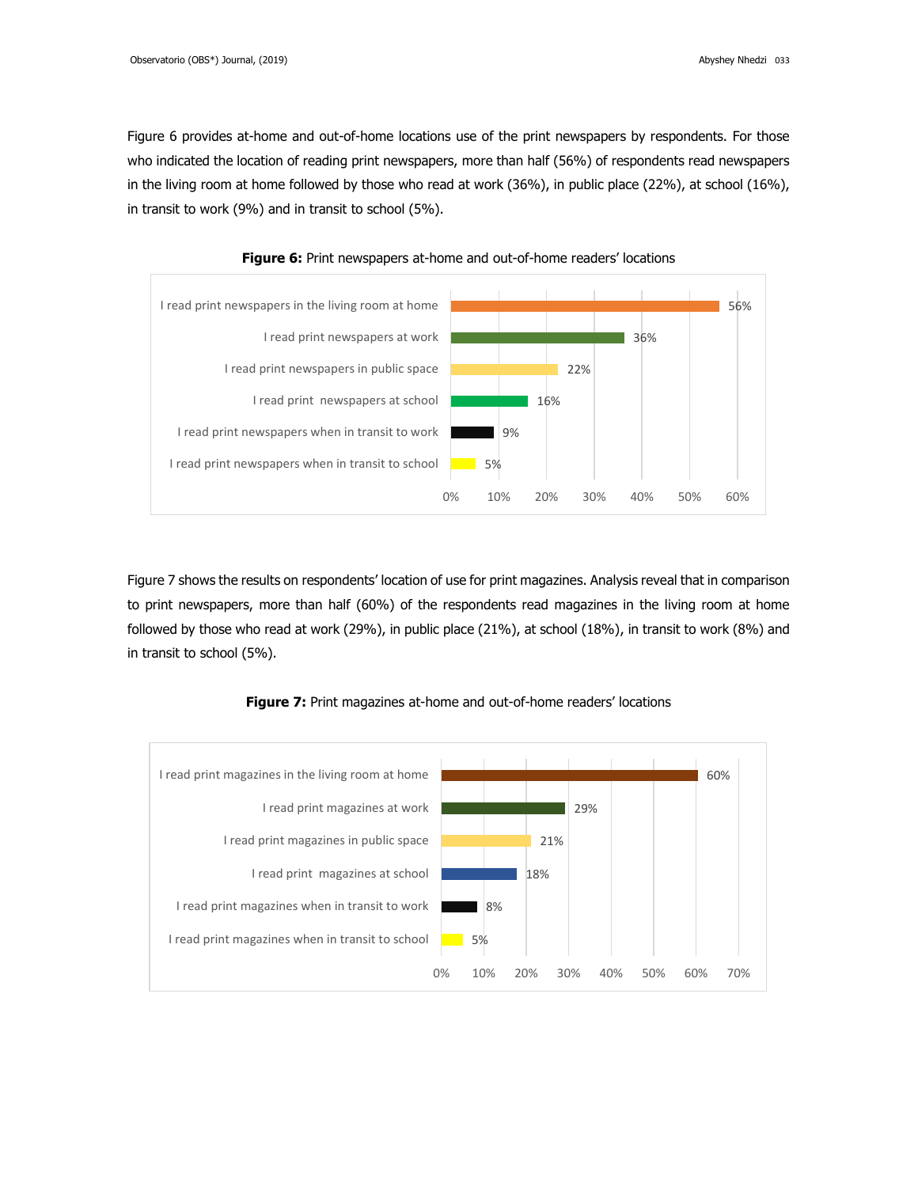Figure 6 provides at-home and out-of-home locations use of the print newspapers by respondents. For those who indicated the location of reading print newspapers, more than half (56%) of respondents read newspapers in the living room at home followed by those who read at work (36%), in public place (22%), at school (16%), in transit to work (9%) and in transit to school (5%).

**Figure 6:** Print newspapers at-home and out-of-home readers' locations

| Location | % |
|---|---|
| I read print newspapers in the living room at home | 56% |
| I read print newspapers at work | 36% |
| I read print newspapers in public space | 22% |
| I read print newspapers at school | 16% |
| I read print newspapers when in transit to work | 9% |
| I read print newspapers when in transit to school | 5% |

Figure 7 shows the results on respondents' location of use for print magazines. Analysis reveal that in comparison to print newspapers, more than half (60%) of the respondents read magazines in the living room at home followed by those who read at work (29%), in public place (21%), at school (18%), in transit to work (8%) and in transit to school (5%).

**Figure 7:** Print magazines at-home and out-of-home readers' locations

| Location | % |
|---|---|
| I read print magazines in the living room at home | 60% |
| I read print magazines at work | 29% |
| I read print magazines in public space | 21% |
| I read print magazines at school | 18% |
| I read print magazines when in transit to work | 8% |
| I read print magazines when in transit to school | 5% |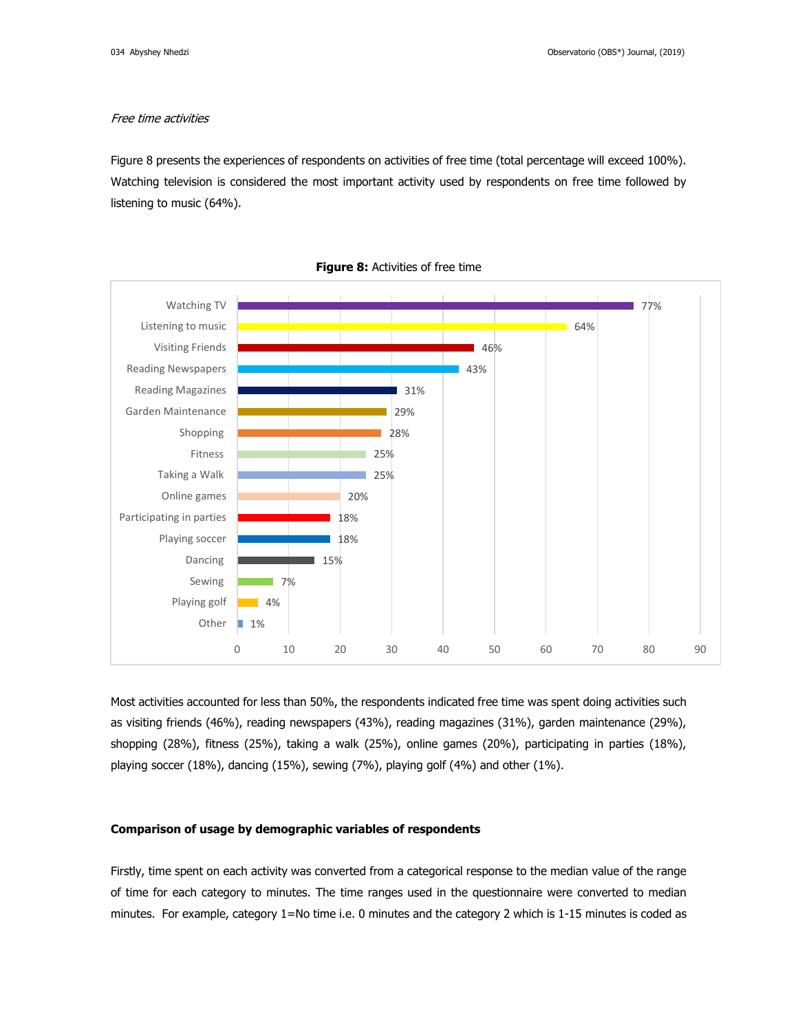*Free time activities*

Figure 8 presents the experiences of respondents on activities of free time (total percentage will exceed 100%). Watching television is considered the most important activity used by respondents on free time followed by listening to music (64%).

**Figure 8:** Activities of free time

| Activity | Percentage |
|---|---|
| Watching TV | 77% |
| Listening to music | 64% |
| Visiting Friends | 46% |
| Reading Newspapers | 43% |
| Reading Magazines | 31% |
| Garden Maintenance | 29% |
| Shopping | 28% |
| Fitness | 25% |
| Taking a Walk | 25% |
| Online games | 20% |
| Participating in parties | 18% |
| Playing soccer | 18% |
| Dancing | 15% |
| Sewing | 7% |
| Playing golf | 4% |
| Other | 1% |

Most activities accounted for less than 50%, the respondents indicated free time was spent doing activities such as visiting friends (46%), reading newspapers (43%), reading magazines (31%), garden maintenance (29%), shopping (28%), fitness (25%), taking a walk (25%), online games (20%), participating in parties (18%), playing soccer (18%), dancing (15%), sewing (7%), playing golf (4%) and other (1%).

**Comparison of usage by demographic variables of respondents**

Firstly, time spent on each activity was converted from a categorical response to the median value of the range of time for each category to minutes. The time ranges used in the questionnaire were converted to median minutes. For example, category 1=No time i.e. 0 minutes and the category 2 which is 1-15 minutes is coded as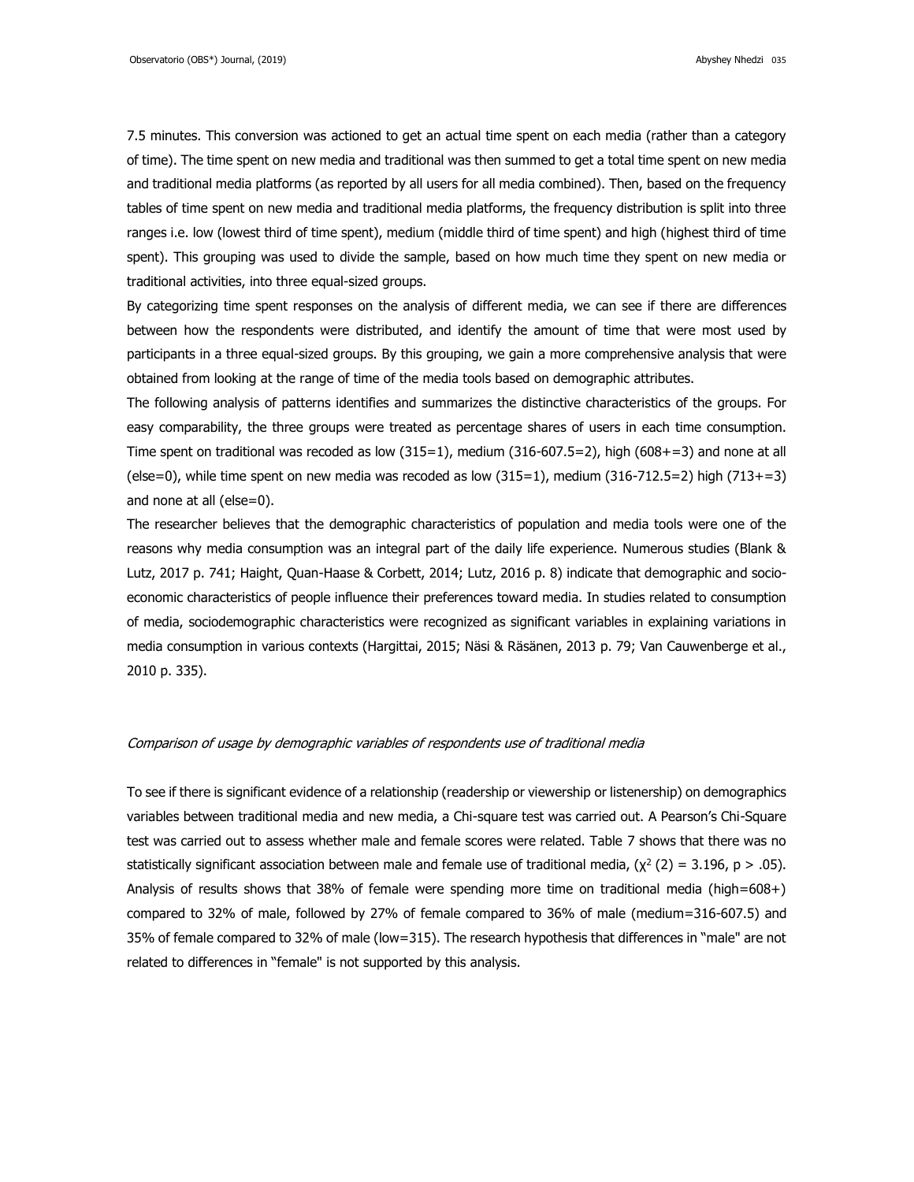7.5 minutes. This conversion was actioned to get an actual time spent on each media (rather than a category of time). The time spent on new media and traditional was then summed to get a total time spent on new media and traditional media platforms (as reported by all users for all media combined). Then, based on the frequency tables of time spent on new media and traditional media platforms, the frequency distribution is split into three ranges i.e. low (lowest third of time spent), medium (middle third of time spent) and high (highest third of time spent). This grouping was used to divide the sample, based on how much time they spent on new media or traditional activities, into three equal-sized groups.

By categorizing time spent responses on the analysis of different media, we can see if there are differences between how the respondents were distributed, and identify the amount of time that were most used by participants in a three equal-sized groups. By this grouping, we gain a more comprehensive analysis that were obtained from looking at the range of time of the media tools based on demographic attributes.

The following analysis of patterns identifies and summarizes the distinctive characteristics of the groups. For easy comparability, the three groups were treated as percentage shares of users in each time consumption. Time spent on traditional was recoded as low (315=1), medium (316-607.5=2), high (608+=3) and none at all (else=0), while time spent on new media was recoded as low (315=1), medium (316-712.5=2) high (713+=3) and none at all (else=0).

The researcher believes that the demographic characteristics of population and media tools were one of the reasons why media consumption was an integral part of the daily life experience. Numerous studies (Blank & Lutz, 2017 p. 741; Haight, Quan-Haase & Corbett, 2014; Lutz, 2016 p. 8) indicate that demographic and socio-economic characteristics of people influence their preferences toward media. In studies related to consumption of media, sociodemographic characteristics were recognized as significant variables in explaining variations in media consumption in various contexts (Hargittai, 2015; Näsi & Räsänen, 2013 p. 79; Van Cauwenberge et al., 2010 p. 335).

*Comparison of usage by demographic variables of respondents use of traditional media*

To see if there is significant evidence of a relationship (readership or viewership or listenership) on demographics variables between traditional media and new media, a Chi-square test was carried out. A Pearson's Chi-Square test was carried out to assess whether male and female scores were related. Table 7 shows that there was no statistically significant association between male and female use of traditional media, ($\chi^2$ (2) = 3.196, $p > .05$). Analysis of results shows that 38% of female were spending more time on traditional media (high=608+) compared to 32% of male, followed by 27% of female compared to 36% of male (medium=316-607.5) and 35% of female compared to 32% of male (low=315). The research hypothesis that differences in "male" are not related to differences in "female" is not supported by this analysis.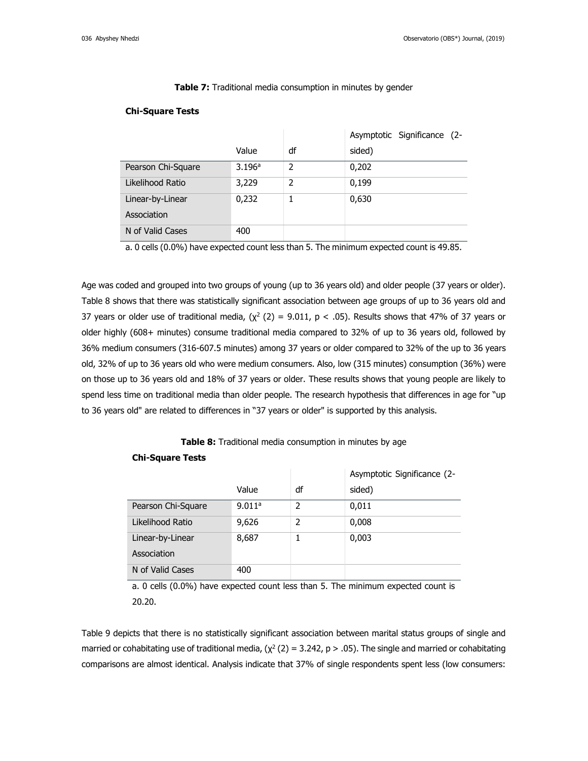**Table 7:** Traditional media consumption in minutes by gender

**Chi-Square Tests**

| | Value | df | Asymptotic Significance (2-sided) |
|---|---|---|---|
| Pearson Chi-Square | 3.196[a] | 2 | 0,202 |
| Likelihood Ratio | 3,229 | 2 | 0,199 |
| Linear-by-Linear Association | 0,232 | 1 | 0,630 |
| N of Valid Cases | 400 | | |

a. 0 cells (0.0%) have expected count less than 5. The minimum expected count is 49.85.

Age was coded and grouped into two groups of young (up to 36 years old) and older people (37 years or older). Table 8 shows that there was statistically significant association between age groups of up to 36 years old and 37 years or older use of traditional media, ($\chi^2$ (2) = 9.011, $p < .05$). Results shows that 47% of 37 years or older highly (608+ minutes) consume traditional media compared to 32% of up to 36 years old, followed by 36% medium consumers (316-607.5 minutes) among 37 years or older compared to 32% of the up to 36 years old, 32% of up to 36 years old who were medium consumers. Also, low (315 minutes) consumption (36%) were on those up to 36 years old and 18% of 37 years or older. These results shows that young people are likely to spend less time on traditional media than older people. The research hypothesis that differences in age for "up to 36 years old" are related to differences in "37 years or older" is supported by this analysis.

**Table 8:** Traditional media consumption in minutes by age

**Chi-Square Tests**

| | Value | df | Asymptotic Significance (2-sided) |
|---|---|---|---|
| Pearson Chi-Square | 9.011[a] | 2 | 0,011 |
| Likelihood Ratio | 9,626 | 2 | 0,008 |
| Linear-by-Linear Association | 8,687 | 1 | 0,003 |
| N of Valid Cases | 400 | | |

a. 0 cells (0.0%) have expected count less than 5. The minimum expected count is 20.20.

Table 9 depicts that there is no statistically significant association between marital status groups of single and married or cohabitating use of traditional media, ($\chi^2$ (2) = 3.242, $p > .05$). The single and married or cohabitating comparisons are almost identical. Analysis indicate that 37% of single respondents spent less (low consumers: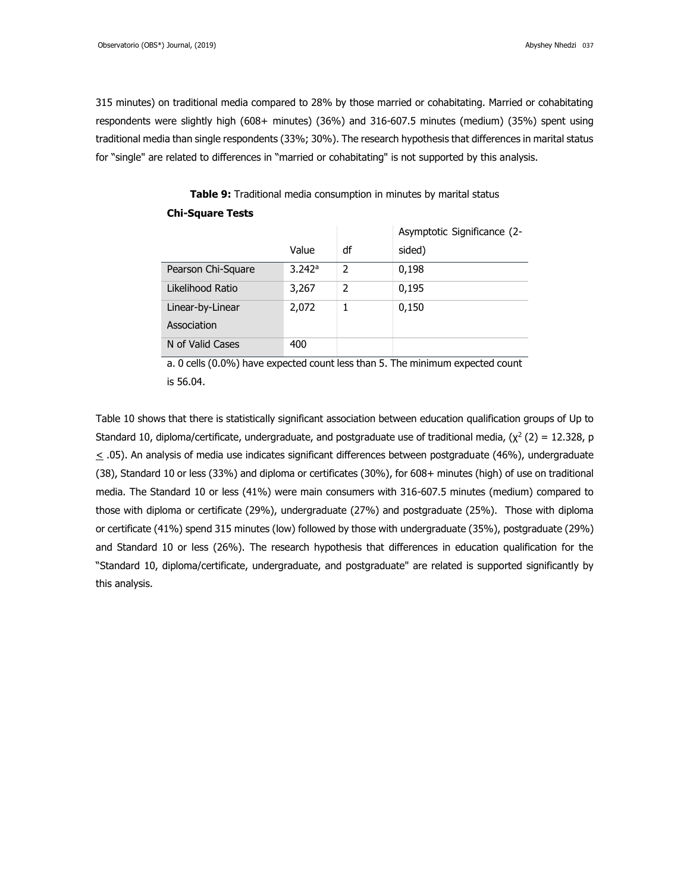315 minutes) on traditional media compared to 28% by those married or cohabitating. Married or cohabitating respondents were slightly high (608+ minutes) (36%) and 316-607.5 minutes (medium) (35%) spent using traditional media than single respondents (33%; 30%). The research hypothesis that differences in marital status for "single" are related to differences in "married or cohabitating" is not supported by this analysis.

**Table 9:** Traditional media consumption in minutes by marital status

**Chi-Square Tests**

| | Value | df | Asymptotic Significance (2-sided) |
|---|---|---|---|
| Pearson Chi-Square | 3.242[a] | 2 | 0,198 |
| Likelihood Ratio | 3,267 | 2 | 0,195 |
| Linear-by-Linear Association | 2,072 | 1 | 0,150 |
| N of Valid Cases | 400 | | |

a. 0 cells (0.0%) have expected count less than 5. The minimum expected count is 56.04.

Table 10 shows that there is statistically significant association between education qualification groups of Up to Standard 10, diploma/certificate, undergraduate, and postgraduate use of traditional media, ($\chi^2$ (2) = 12.328, p $\leq$ .05). An analysis of media use indicates significant differences between postgraduate (46%), undergraduate (38), Standard 10 or less (33%) and diploma or certificates (30%), for 608+ minutes (high) of use on traditional media. The Standard 10 or less (41%) were main consumers with 316-607.5 minutes (medium) compared to those with diploma or certificate (29%), undergraduate (27%) and postgraduate (25%). Those with diploma or certificate (41%) spend 315 minutes (low) followed by those with undergraduate (35%), postgraduate (29%) and Standard 10 or less (26%). The research hypothesis that differences in education qualification for the "Standard 10, diploma/certificate, undergraduate, and postgraduate" are related is supported significantly by this analysis.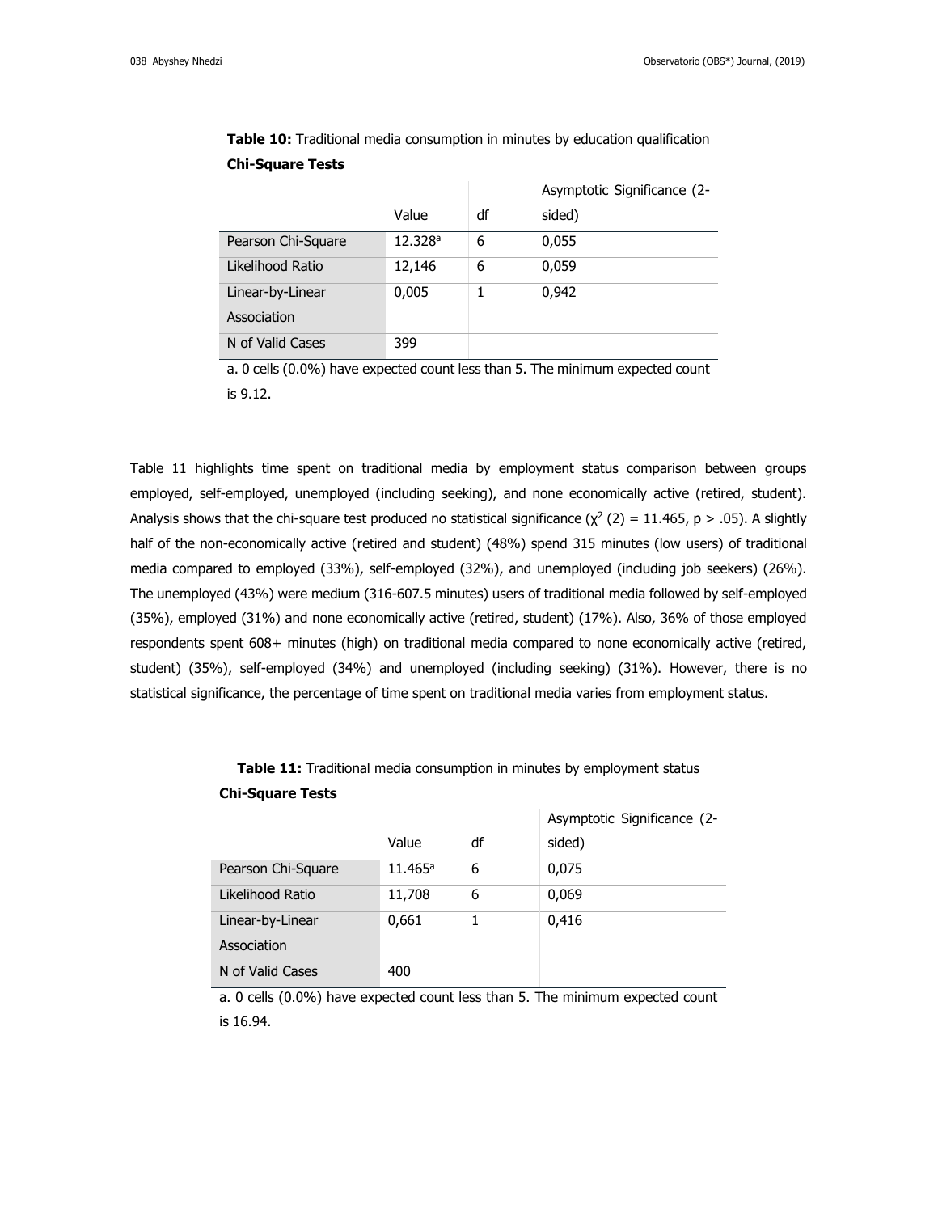**Table 10:** Traditional media consumption in minutes by education qualification

**Chi-Square Tests**

| | Value | df | Asymptotic Significance (2-sided) |
|---|---|---|---|
| Pearson Chi-Square | 12.328[a] | 6 | 0,055 |
| Likelihood Ratio | 12,146 | 6 | 0,059 |
| Linear-by-Linear Association | 0,005 | 1 | 0,942 |
| N of Valid Cases | 399 | | |

a. 0 cells (0.0%) have expected count less than 5. The minimum expected count is 9.12.

Table 11 highlights time spent on traditional media by employment status comparison between groups employed, self-employed, unemployed (including seeking), and none economically active (retired, student). Analysis shows that the chi-square test produced no statistical significance ($\chi^2$ (2) = 11.465, $p > .05$). A slightly half of the non-economically active (retired and student) (48%) spend 315 minutes (low users) of traditional media compared to employed (33%), self-employed (32%), and unemployed (including job seekers) (26%). The unemployed (43%) were medium (316-607.5 minutes) users of traditional media followed by self-employed (35%), employed (31%) and none economically active (retired, student) (17%). Also, 36% of those employed respondents spent 608+ minutes (high) on traditional media compared to none economically active (retired, student) (35%), self-employed (34%) and unemployed (including seeking) (31%). However, there is no statistical significance, the percentage of time spent on traditional media varies from employment status.

**Table 11:** Traditional media consumption in minutes by employment status

**Chi-Square Tests**

| | Value | df | Asymptotic Significance (2-sided) |
|---|---|---|---|
| Pearson Chi-Square | 11.465[a] | 6 | 0,075 |
| Likelihood Ratio | 11,708 | 6 | 0,069 |
| Linear-by-Linear Association | 0,661 | 1 | 0,416 |
| N of Valid Cases | 400 | | |

a. 0 cells (0.0%) have expected count less than 5. The minimum expected count is 16.94.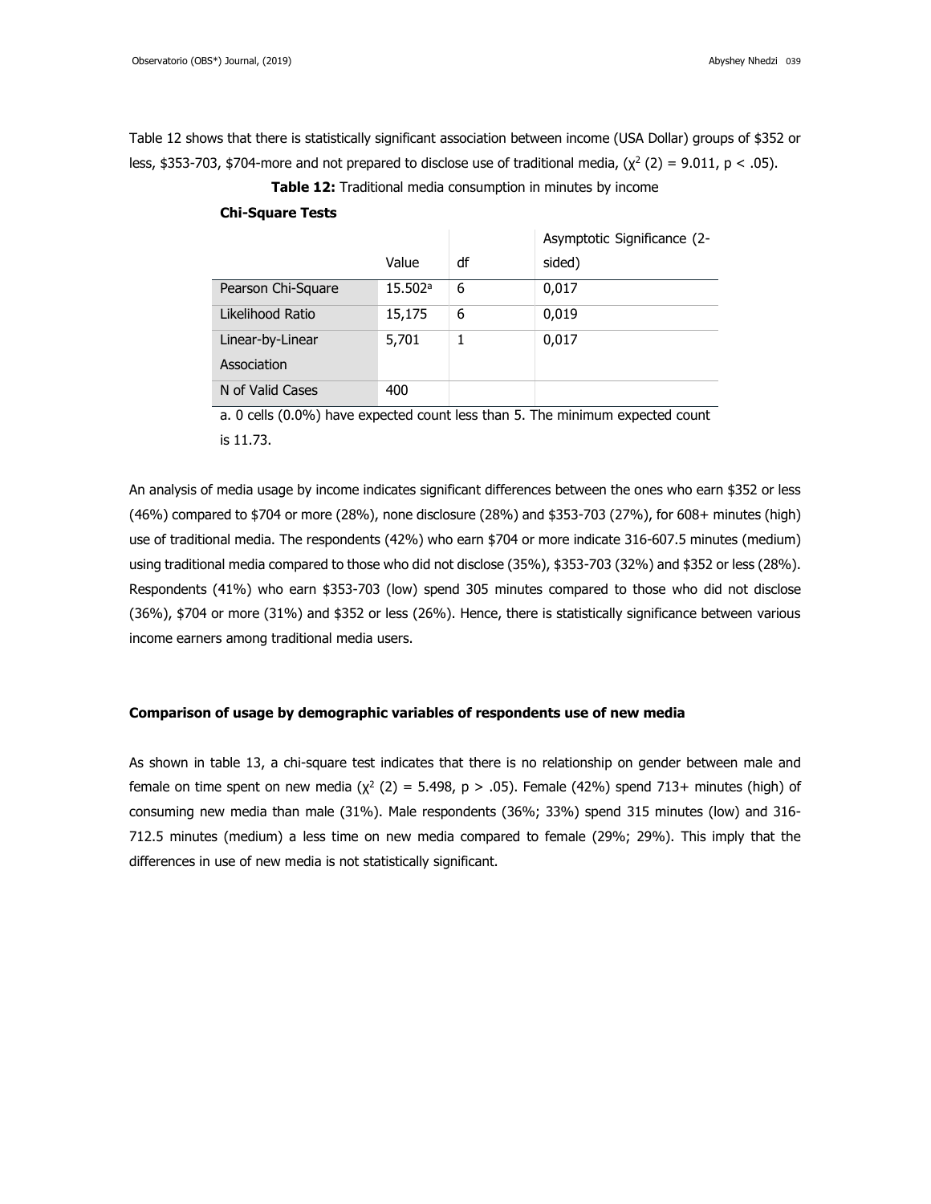Table 12 shows that there is statistically significant association between income (USA Dollar) groups of $352 or less, $353-703, $704-more and not prepared to disclose use of traditional media, ($\chi^2$ (2) = 9.011, $p < .05$).

**Table 12:** Traditional media consumption in minutes by income

**Chi-Square Tests**

| | Value | df | Asymptotic Significance (2-sided) |
|---|---|---|---|
| Pearson Chi-Square | 15.502[a] | 6 | 0,017 |
| Likelihood Ratio | 15,175 | 6 | 0,019 |
| Linear-by-Linear Association | 5,701 | 1 | 0,017 |
| N of Valid Cases | 400 | | |

a. 0 cells (0.0%) have expected count less than 5. The minimum expected count is 11.73.

An analysis of media usage by income indicates significant differences between the ones who earn $352 or less (46%) compared to $704 or more (28%), none disclosure (28%) and $353-703 (27%), for 608+ minutes (high) use of traditional media. The respondents (42%) who earn $704 or more indicate 316-607.5 minutes (medium) using traditional media compared to those who did not disclose (35%), $353-703 (32%) and $352 or less (28%). Respondents (41%) who earn $353-703 (low) spend 305 minutes compared to those who did not disclose (36%), $704 or more (31%) and $352 or less (26%). Hence, there is statistically significance between various income earners among traditional media users.

### Comparison of usage by demographic variables of respondents use of new media

As shown in table 13, a chi-square test indicates that there is no relationship on gender between male and female on time spent on new media ($\chi^2$ (2) = 5.498, $p > .05$). Female (42%) spend 713+ minutes (high) of consuming new media than male (31%). Male respondents (36%; 33%) spend 315 minutes (low) and 316-712.5 minutes (medium) a less time on new media compared to female (29%; 29%). This imply that the differences in use of new media is not statistically significant.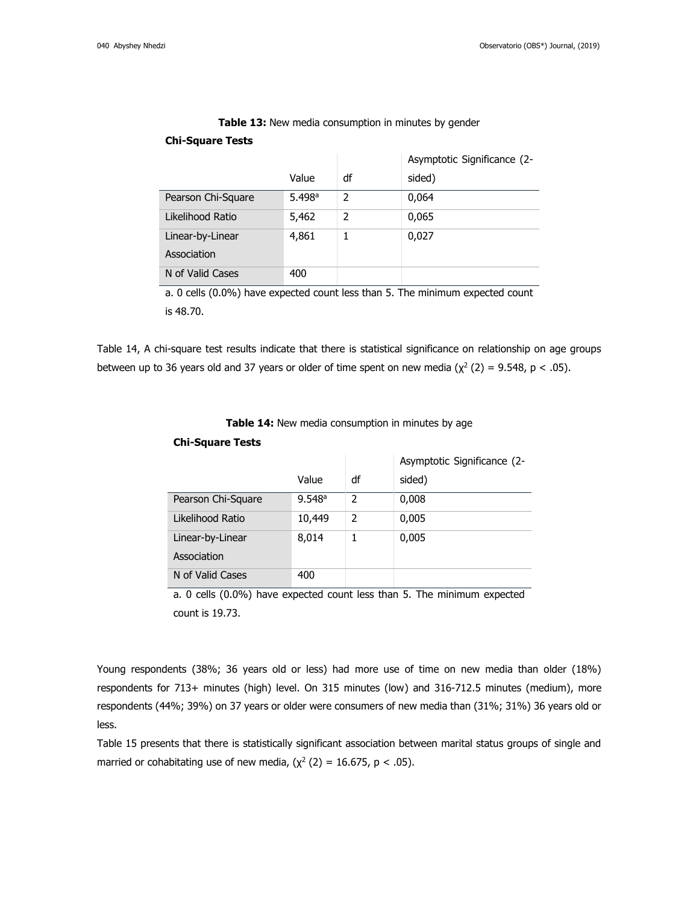**Table 13:** New media consumption in minutes by gender

**Chi-Square Tests**

| | Value | df | Asymptotic Significance (2-sided) |
|---|---|---|---|
| Pearson Chi-Square | 5.498[a] | 2 | 0,064 |
| Likelihood Ratio | 5,462 | 2 | 0,065 |
| Linear-by-Linear Association | 4,861 | 1 | 0,027 |
| N of Valid Cases | 400 | | |

a. 0 cells (0.0%) have expected count less than 5. The minimum expected count is 48.70.

Table 14, A chi-square test results indicate that there is statistical significance on relationship on age groups between up to 36 years old and 37 years or older of time spent on new media ($\chi^2$ (2) = 9.548, $p < .05$).

**Table 14:** New media consumption in minutes by age

**Chi-Square Tests**

| | Value | df | Asymptotic Significance (2-sided) |
|---|---|---|---|
| Pearson Chi-Square | 9.548[a] | 2 | 0,008 |
| Likelihood Ratio | 10,449 | 2 | 0,005 |
| Linear-by-Linear Association | 8,014 | 1 | 0,005 |
| N of Valid Cases | 400 | | |

a. 0 cells (0.0%) have expected count less than 5. The minimum expected count is 19.73.

Young respondents (38%; 36 years old or less) had more use of time on new media than older (18%) respondents for 713+ minutes (high) level. On 315 minutes (low) and 316-712.5 minutes (medium), more respondents (44%; 39%) on 37 years or older were consumers of new media than (31%; 31%) 36 years old or less.

Table 15 presents that there is statistically significant association between marital status groups of single and married or cohabitating use of new media, ($\chi^2$ (2) = 16.675, $p < .05$).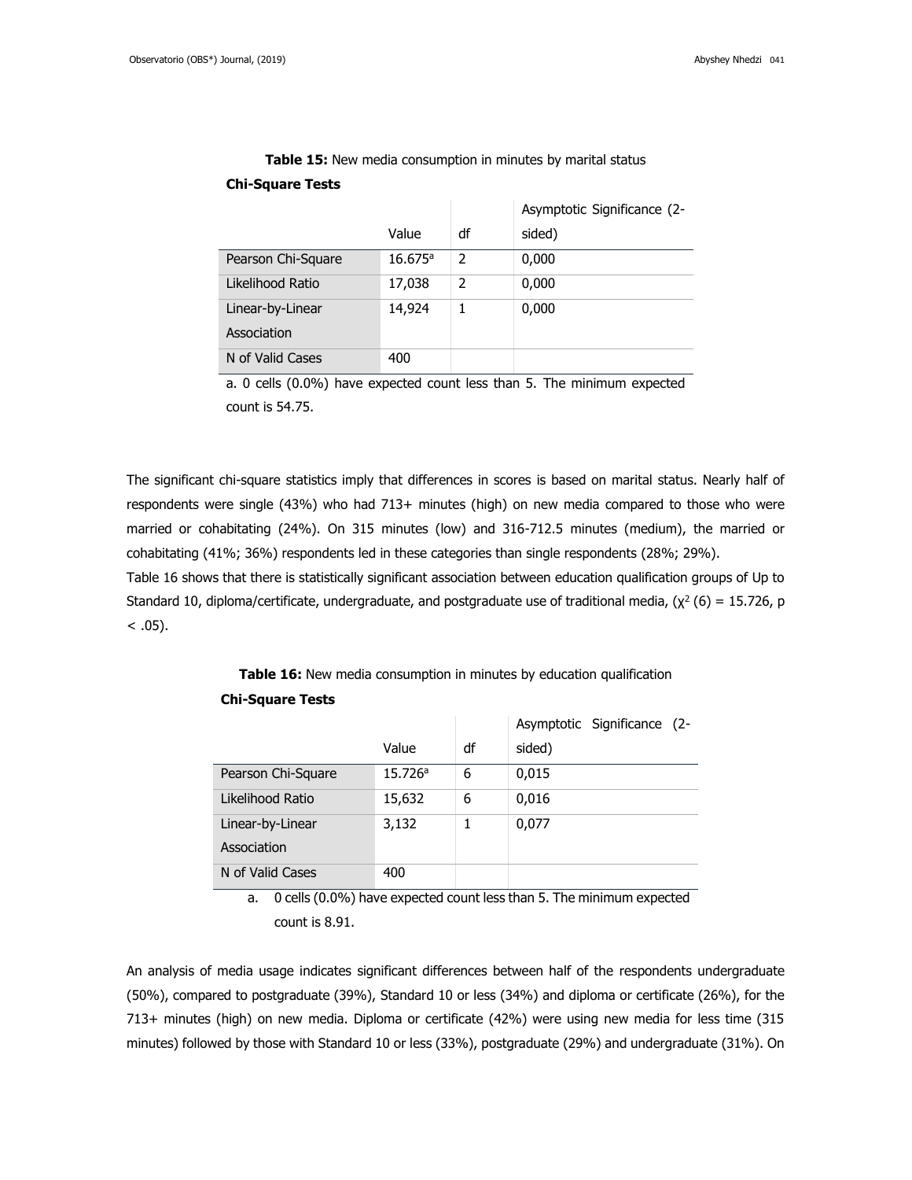**Table 15:** New media consumption in minutes by marital status

**Chi-Square Tests**

| | Value | df | Asymptotic Significance (2-sided) |
|---|---|---|---|
| Pearson Chi-Square | 16.675[a] | 2 | 0,000 |
| Likelihood Ratio | 17,038 | 2 | 0,000 |
| Linear-by-Linear Association | 14,924 | 1 | 0,000 |
| N of Valid Cases | 400 | | |

a. 0 cells (0.0%) have expected count less than 5. The minimum expected count is 54.75.

The significant chi-square statistics imply that differences in scores is based on marital status. Nearly half of respondents were single (43%) who had 713+ minutes (high) on new media compared to those who were married or cohabitating (24%). On 315 minutes (low) and 316-712.5 minutes (medium), the married or cohabitating (41%; 36%) respondents led in these categories than single respondents (28%; 29%).

Table 16 shows that there is statistically significant association between education qualification groups of Up to Standard 10, diploma/certificate, undergraduate, and postgraduate use of traditional media, ($\chi^2$ (6) = 15.726, p < .05).

**Table 16:** New media consumption in minutes by education qualification

**Chi-Square Tests**

| | Value | df | Asymptotic Significance (2-sided) |
|---|---|---|---|
| Pearson Chi-Square | 15.726[a] | 6 | 0,015 |
| Likelihood Ratio | 15,632 | 6 | 0,016 |
| Linear-by-Linear Association | 3,132 | 1 | 0,077 |
| N of Valid Cases | 400 | | |

a. 0 cells (0.0%) have expected count less than 5. The minimum expected count is 8.91.

An analysis of media usage indicates significant differences between half of the respondents undergraduate (50%), compared to postgraduate (39%), Standard 10 or less (34%) and diploma or certificate (26%), for the 713+ minutes (high) on new media. Diploma or certificate (42%) were using new media for less time (315 minutes) followed by those with Standard 10 or less (33%), postgraduate (29%) and undergraduate (31%). On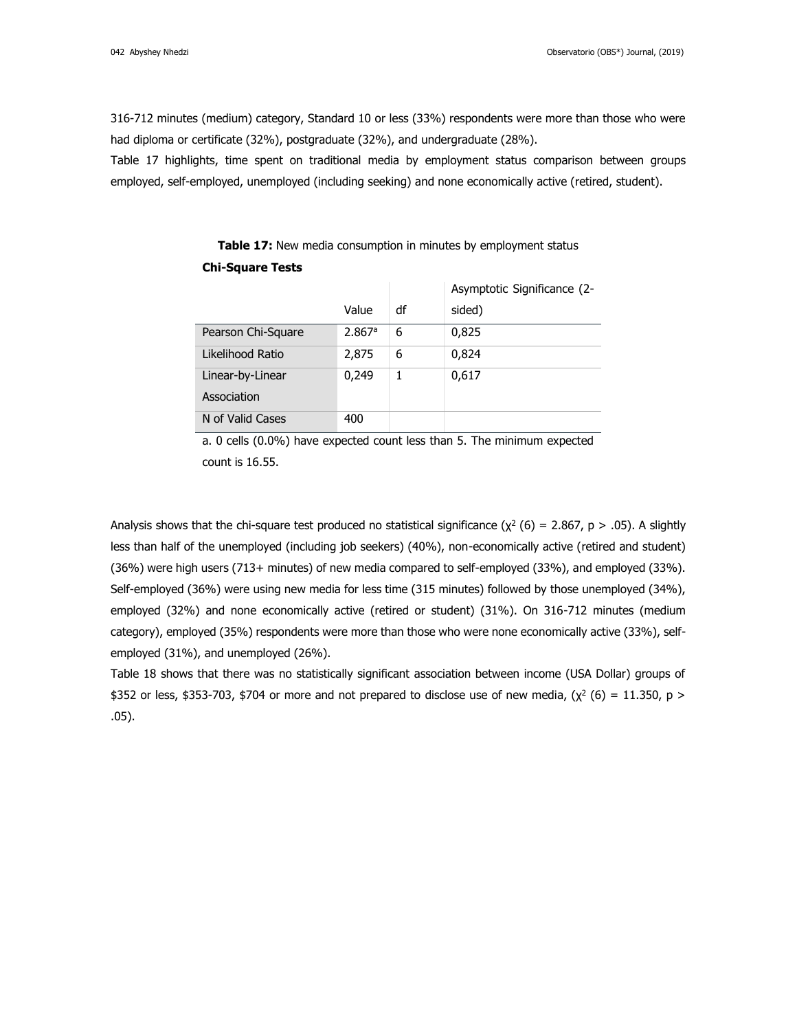316-712 minutes (medium) category, Standard 10 or less (33%) respondents were more than those who were had diploma or certificate (32%), postgraduate (32%), and undergraduate (28%).

Table 17 highlights, time spent on traditional media by employment status comparison between groups employed, self-employed, unemployed (including seeking) and none economically active (retired, student).

**Table 17:** New media consumption in minutes by employment status

**Chi-Square Tests**

| | Value | df | Asymptotic Significance (2-sided) |
|---|---|---|---|
| Pearson Chi-Square | 2.867[a] | 6 | 0,825 |
| Likelihood Ratio | 2,875 | 6 | 0,824 |
| Linear-by-Linear Association | 0,249 | 1 | 0,617 |
| N of Valid Cases | 400 | | |

a. 0 cells (0.0%) have expected count less than 5. The minimum expected count is 16.55.

Analysis shows that the chi-square test produced no statistical significance ($\chi^2$ (6) = 2.867, p > .05). A slightly less than half of the unemployed (including job seekers) (40%), non-economically active (retired and student) (36%) were high users (713+ minutes) of new media compared to self-employed (33%), and employed (33%). Self-employed (36%) were using new media for less time (315 minutes) followed by those unemployed (34%), employed (32%) and none economically active (retired or student) (31%). On 316-712 minutes (medium category), employed (35%) respondents were more than those who were none economically active (33%), self-employed (31%), and unemployed (26%).

Table 18 shows that there was no statistically significant association between income (USA Dollar) groups of $352 or less, $353-703, $704 or more and not prepared to disclose use of new media, ($\chi^2$ (6) = 11.350, p > .05).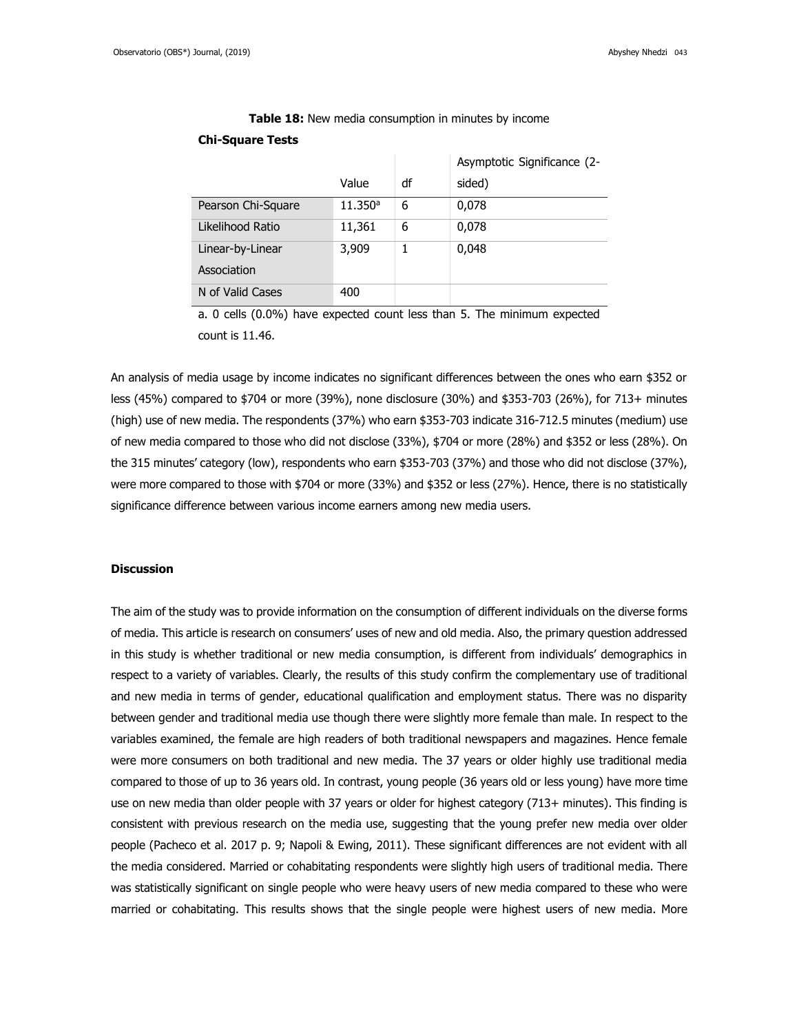**Table 18:** New media consumption in minutes by income

**Chi-Square Tests**

| | Value | df | Asymptotic Significance (2-sided) |
|---|---|---|---|
| Pearson Chi-Square | 11.350[a] | 6 | 0,078 |
| Likelihood Ratio | 11,361 | 6 | 0,078 |
| Linear-by-Linear Association | 3,909 | 1 | 0,048 |
| N of Valid Cases | 400 | | |

a. 0 cells (0.0%) have expected count less than 5. The minimum expected count is 11.46.

An analysis of media usage by income indicates no significant differences between the ones who earn $352 or less (45%) compared to $704 or more (39%), none disclosure (30%) and $353-703 (26%), for 713+ minutes (high) use of new media. The respondents (37%) who earn $353-703 indicate 316-712.5 minutes (medium) use of new media compared to those who did not disclose (33%), $704 or more (28%) and $352 or less (28%). On the 315 minutes' category (low), respondents who earn $353-703 (37%) and those who did not disclose (37%), were more compared to those with $704 or more (33%) and $352 or less (27%). Hence, there is no statistically significance difference between various income earners among new media users.

**Discussion**

The aim of the study was to provide information on the consumption of different individuals on the diverse forms of media. This article is research on consumers' uses of new and old media. Also, the primary question addressed in this study is whether traditional or new media consumption, is different from individuals' demographics in respect to a variety of variables. Clearly, the results of this study confirm the complementary use of traditional and new media in terms of gender, educational qualification and employment status. There was no disparity between gender and traditional media use though there were slightly more female than male. In respect to the variables examined, the female are high readers of both traditional newspapers and magazines. Hence female were more consumers on both traditional and new media. The 37 years or older highly use traditional media compared to those of up to 36 years old. In contrast, young people (36 years old or less young) have more time use on new media than older people with 37 years or older for highest category (713+ minutes). This finding is consistent with previous research on the media use, suggesting that the young prefer new media over older people (Pacheco et al. 2017 p. 9; Napoli & Ewing, 2011). These significant differences are not evident with all the media considered. Married or cohabitating respondents were slightly high users of traditional media. There was statistically significant on single people who were heavy users of new media compared to these who were married or cohabitating. This results shows that the single people were highest users of new media. More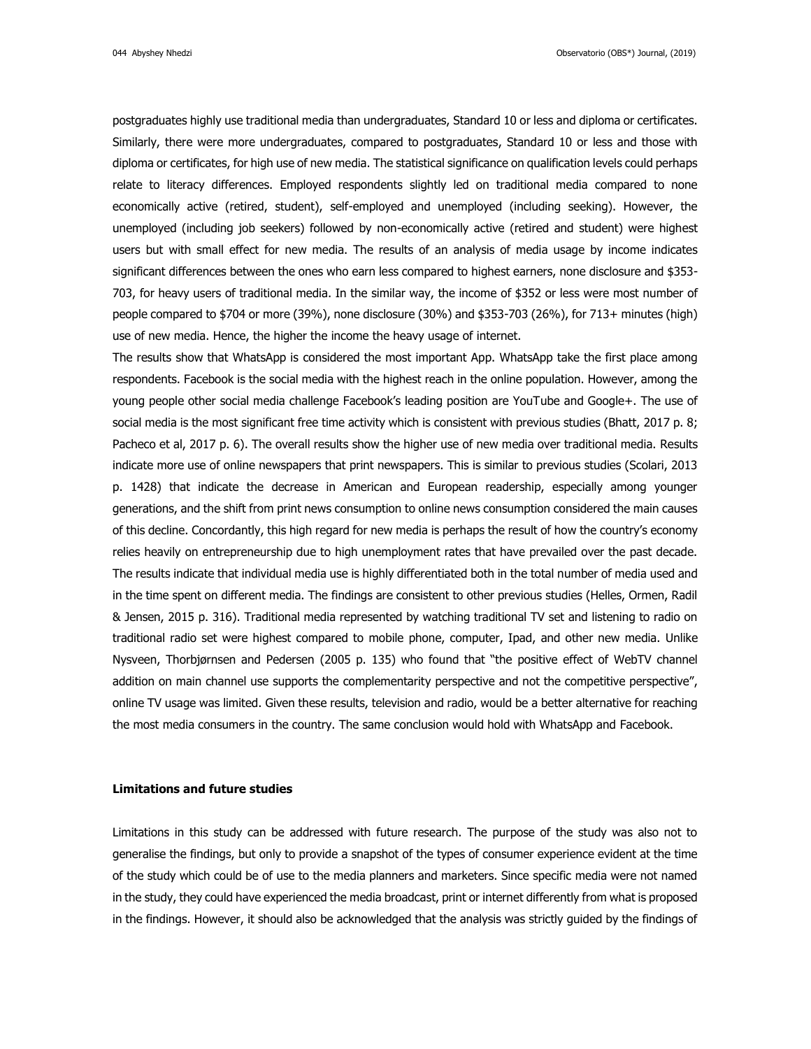postgraduates highly use traditional media than undergraduates, Standard 10 or less and diploma or certificates. Similarly, there were more undergraduates, compared to postgraduates, Standard 10 or less and those with diploma or certificates, for high use of new media. The statistical significance on qualification levels could perhaps relate to literacy differences. Employed respondents slightly led on traditional media compared to none economically active (retired, student), self-employed and unemployed (including seeking). However, the unemployed (including job seekers) followed by non-economically active (retired and student) were highest users but with small effect for new media. The results of an analysis of media usage by income indicates significant differences between the ones who earn less compared to highest earners, none disclosure and $353-703, for heavy users of traditional media. In the similar way, the income of $352 or less were most number of people compared to $704 or more (39%), none disclosure (30%) and $353-703 (26%), for 713+ minutes (high) use of new media. Hence, the higher the income the heavy usage of internet.

The results show that WhatsApp is considered the most important App. WhatsApp take the first place among respondents. Facebook is the social media with the highest reach in the online population. However, among the young people other social media challenge Facebook's leading position are YouTube and Google+. The use of social media is the most significant free time activity which is consistent with previous studies (Bhatt, 2017 p. 8; Pacheco et al, 2017 p. 6). The overall results show the higher use of new media over traditional media. Results indicate more use of online newspapers that print newspapers. This is similar to previous studies (Scolari, 2013 p. 1428) that indicate the decrease in American and European readership, especially among younger generations, and the shift from print news consumption to online news consumption considered the main causes of this decline. Concordantly, this high regard for new media is perhaps the result of how the country's economy relies heavily on entrepreneurship due to high unemployment rates that have prevailed over the past decade. The results indicate that individual media use is highly differentiated both in the total number of media used and in the time spent on different media. The findings are consistent to other previous studies (Helles, Ormen, Radil & Jensen, 2015 p. 316). Traditional media represented by watching traditional TV set and listening to radio on traditional radio set were highest compared to mobile phone, computer, Ipad, and other new media. Unlike Nysveen, Thorbjørnsen and Pedersen (2005 p. 135) who found that "the positive effect of WebTV channel addition on main channel use supports the complementarity perspective and not the competitive perspective", online TV usage was limited. Given these results, television and radio, would be a better alternative for reaching the most media consumers in the country. The same conclusion would hold with WhatsApp and Facebook.

## Limitations and future studies

Limitations in this study can be addressed with future research. The purpose of the study was also not to generalise the findings, but only to provide a snapshot of the types of consumer experience evident at the time of the study which could be of use to the media planners and marketers. Since specific media were not named in the study, they could have experienced the media broadcast, print or internet differently from what is proposed in the findings. However, it should also be acknowledged that the analysis was strictly guided by the findings of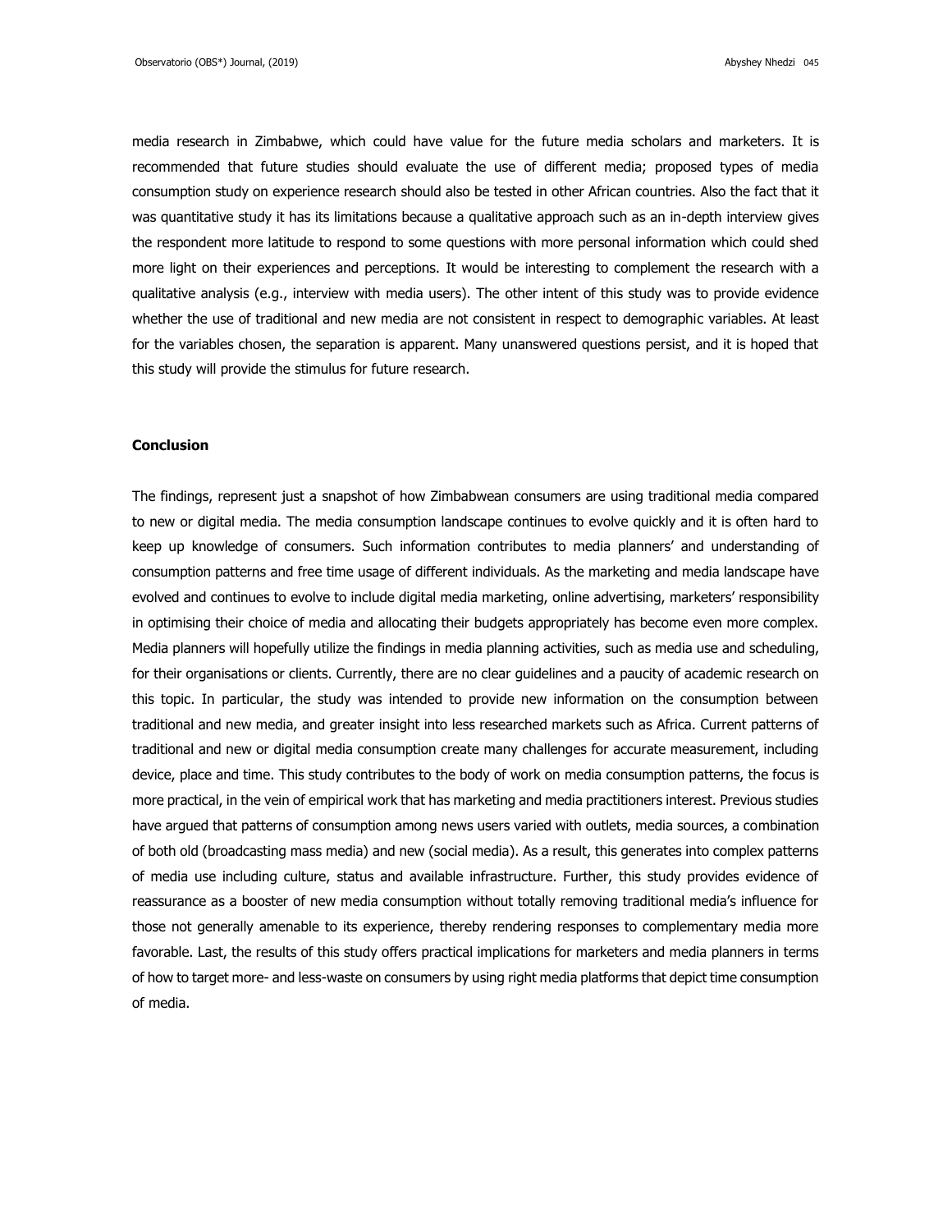media research in Zimbabwe, which could have value for the future media scholars and marketers. It is recommended that future studies should evaluate the use of different media; proposed types of media consumption study on experience research should also be tested in other African countries. Also the fact that it was quantitative study it has its limitations because a qualitative approach such as an in-depth interview gives the respondent more latitude to respond to some questions with more personal information which could shed more light on their experiences and perceptions. It would be interesting to complement the research with a qualitative analysis (e.g., interview with media users). The other intent of this study was to provide evidence whether the use of traditional and new media are not consistent in respect to demographic variables. At least for the variables chosen, the separation is apparent. Many unanswered questions persist, and it is hoped that this study will provide the stimulus for future research.

## Conclusion

The findings, represent just a snapshot of how Zimbabwean consumers are using traditional media compared to new or digital media. The media consumption landscape continues to evolve quickly and it is often hard to keep up knowledge of consumers. Such information contributes to media planners' and understanding of consumption patterns and free time usage of different individuals. As the marketing and media landscape have evolved and continues to evolve to include digital media marketing, online advertising, marketers' responsibility in optimising their choice of media and allocating their budgets appropriately has become even more complex. Media planners will hopefully utilize the findings in media planning activities, such as media use and scheduling, for their organisations or clients. Currently, there are no clear guidelines and a paucity of academic research on this topic. In particular, the study was intended to provide new information on the consumption between traditional and new media, and greater insight into less researched markets such as Africa. Current patterns of traditional and new or digital media consumption create many challenges for accurate measurement, including device, place and time. This study contributes to the body of work on media consumption patterns, the focus is more practical, in the vein of empirical work that has marketing and media practitioners interest. Previous studies have argued that patterns of consumption among news users varied with outlets, media sources, a combination of both old (broadcasting mass media) and new (social media). As a result, this generates into complex patterns of media use including culture, status and available infrastructure. Further, this study provides evidence of reassurance as a booster of new media consumption without totally removing traditional media's influence for those not generally amenable to its experience, thereby rendering responses to complementary media more favorable. Last, the results of this study offers practical implications for marketers and media planners in terms of how to target more- and less-waste on consumers by using right media platforms that depict time consumption of media.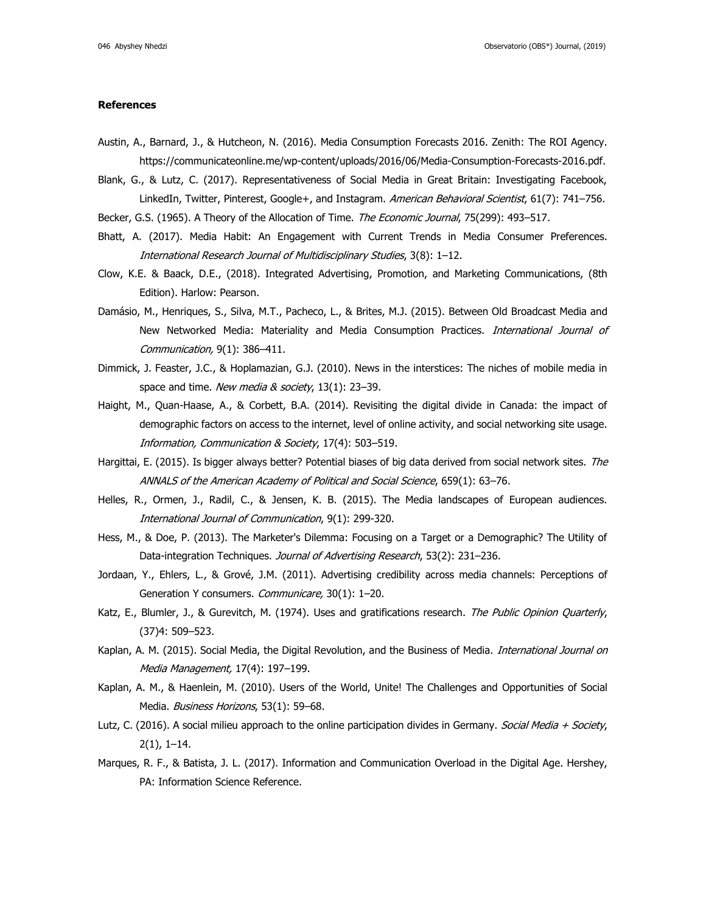## References

Austin, A., Barnard, J., & Hutcheon, N. (2016). Media Consumption Forecasts 2016. Zenith: The ROI Agency. https://communicateonline.me/wp-content/uploads/2016/06/Media-Consumption-Forecasts-2016.pdf.

Blank, G., & Lutz, C. (2017). Representativeness of Social Media in Great Britain: Investigating Facebook, LinkedIn, Twitter, Pinterest, Google+, and Instagram. *American Behavioral Scientist*, 61(7): 741–756.

Becker, G.S. (1965). A Theory of the Allocation of Time. *The Economic Journal*, 75(299): 493–517.

Bhatt, A. (2017). Media Habit: An Engagement with Current Trends in Media Consumer Preferences. *International Research Journal of Multidisciplinary Studies*, 3(8): 1–12.

Clow, K.E. & Baack, D.E., (2018). Integrated Advertising, Promotion, and Marketing Communications, (8th Edition). Harlow: Pearson.

Damásio, M., Henriques, S., Silva, M.T., Pacheco, L., & Brites, M.J. (2015). Between Old Broadcast Media and New Networked Media: Materiality and Media Consumption Practices. *International Journal of Communication,* 9(1): 386–411.

Dimmick, J. Feaster, J.C., & Hoplamazian, G.J. (2010). News in the interstices: The niches of mobile media in space and time. *New media & society*, 13(1): 23–39.

Haight, M., Quan-Haase, A., & Corbett, B.A. (2014). Revisiting the digital divide in Canada: the impact of demographic factors on access to the internet, level of online activity, and social networking site usage. *Information, Communication & Society*, 17(4): 503–519.

Hargittai, E. (2015). Is bigger always better? Potential biases of big data derived from social network sites. *The ANNALS of the American Academy of Political and Social Science*, 659(1): 63–76.

Helles, R., Ormen, J., Radil, C., & Jensen, K. B. (2015). The Media landscapes of European audiences. *International Journal of Communication*, 9(1): 299-320.

Hess, M., & Doe, P. (2013). The Marketer's Dilemma: Focusing on a Target or a Demographic? The Utility of Data-integration Techniques. *Journal of Advertising Research*, 53(2): 231–236.

Jordaan, Y., Ehlers, L., & Grové, J.M. (2011). Advertising credibility across media channels: Perceptions of Generation Y consumers. *Communicare,* 30(1): 1–20.

Katz, E., Blumler, J., & Gurevitch, M. (1974). Uses and gratifications research. *The Public Opinion Quarterly*, (37)4: 509–523.

Kaplan, A. M. (2015). Social Media, the Digital Revolution, and the Business of Media. *International Journal on Media Management,* 17(4): 197–199.

Kaplan, A. M., & Haenlein, M. (2010). Users of the World, Unite! The Challenges and Opportunities of Social Media. *Business Horizons*, 53(1): 59–68.

Lutz, C. (2016). A social milieu approach to the online participation divides in Germany. *Social Media + Society*, 2(1), 1–14.

Marques, R. F., & Batista, J. L. (2017). Information and Communication Overload in the Digital Age. Hershey, PA: Information Science Reference.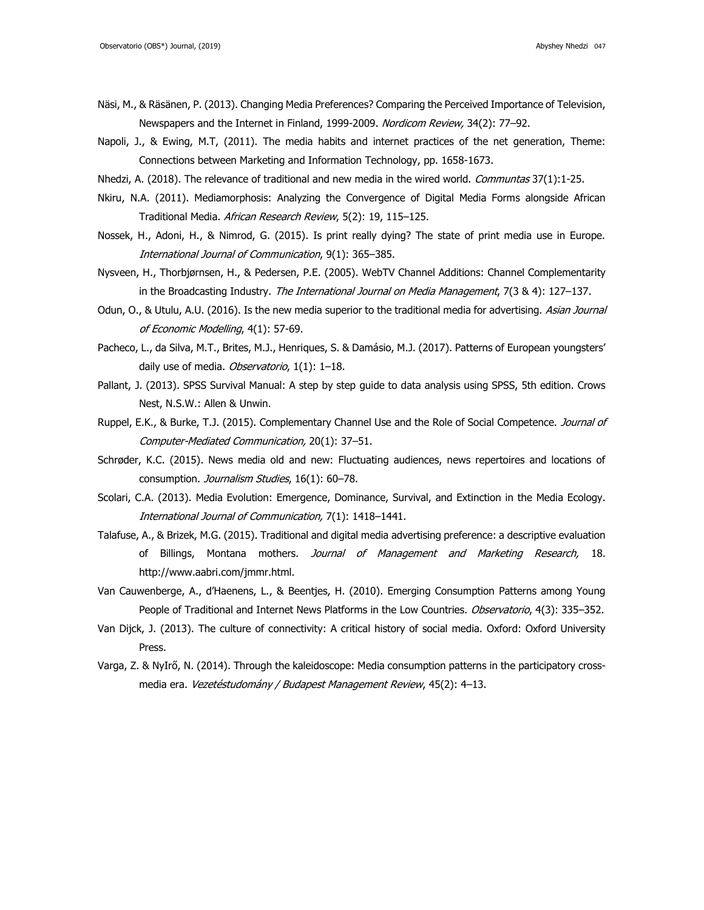Näsi, M., & Räsänen, P. (2013). Changing Media Preferences? Comparing the Perceived Importance of Television, Newspapers and the Internet in Finland, 1999-2009. *Nordicom Review,* 34(2): 77–92.

Napoli, J., & Ewing, M.T, (2011). The media habits and internet practices of the net generation, Theme: Connections between Marketing and Information Technology, pp. 1658-1673.

Nhedzi, A. (2018). The relevance of traditional and new media in the wired world. *Communtas* 37(1):1-25.

Nkiru, N.A. (2011). Mediamorphosis: Analyzing the Convergence of Digital Media Forms alongside African Traditional Media. *African Research Review*, 5(2): 19, 115–125.

Nossek, H., Adoni, H., & Nimrod, G. (2015). Is print really dying? The state of print media use in Europe. *International Journal of Communication*, 9(1): 365–385.

Nysveen, H., Thorbjørnsen, H., & Pedersen, P.E. (2005). WebTV Channel Additions: Channel Complementarity in the Broadcasting Industry. *The International Journal on Media Management*, 7(3 & 4): 127–137.

Odun, O., & Utulu, A.U. (2016). Is the new media superior to the traditional media for advertising. *Asian Journal of Economic Modelling*, 4(1): 57-69.

Pacheco, L., da Silva, M.T., Brites, M.J., Henriques, S. & Damásio, M.J. (2017). Patterns of European youngsters' daily use of media. *Observatorio*, 1(1): 1–18.

Pallant, J. (2013). SPSS Survival Manual: A step by step guide to data analysis using SPSS, 5th edition. Crows Nest, N.S.W.: Allen & Unwin.

Ruppel, E.K., & Burke, T.J. (2015). Complementary Channel Use and the Role of Social Competence. *Journal of Computer-Mediated Communication,* 20(1): 37–51.

Schrøder, K.C. (2015). News media old and new: Fluctuating audiences, news repertoires and locations of consumption. *Journalism Studies*, 16(1): 60–78.

Scolari, C.A. (2013). Media Evolution: Emergence, Dominance, Survival, and Extinction in the Media Ecology. *International Journal of Communication,* 7(1): 1418–1441.

Talafuse, A., & Brizek, M.G. (2015). Traditional and digital media advertising preference: a descriptive evaluation of Billings, Montana mothers. *Journal of Management and Marketing Research,* 18. http://www.aabri.com/jmmr.html.

Van Cauwenberge, A., d'Haenens, L., & Beentjes, H. (2010). Emerging Consumption Patterns among Young People of Traditional and Internet News Platforms in the Low Countries. *Observatorio*, 4(3): 335–352.

Van Dijck, J. (2013). The culture of connectivity: A critical history of social media. Oxford: Oxford University Press.

Varga, Z. & NyIrő, N. (2014). Through the kaleidoscope: Media consumption patterns in the participatory cross-media era. *Vezetéstudomány / Budapest Management Review*, 45(2): 4–13.